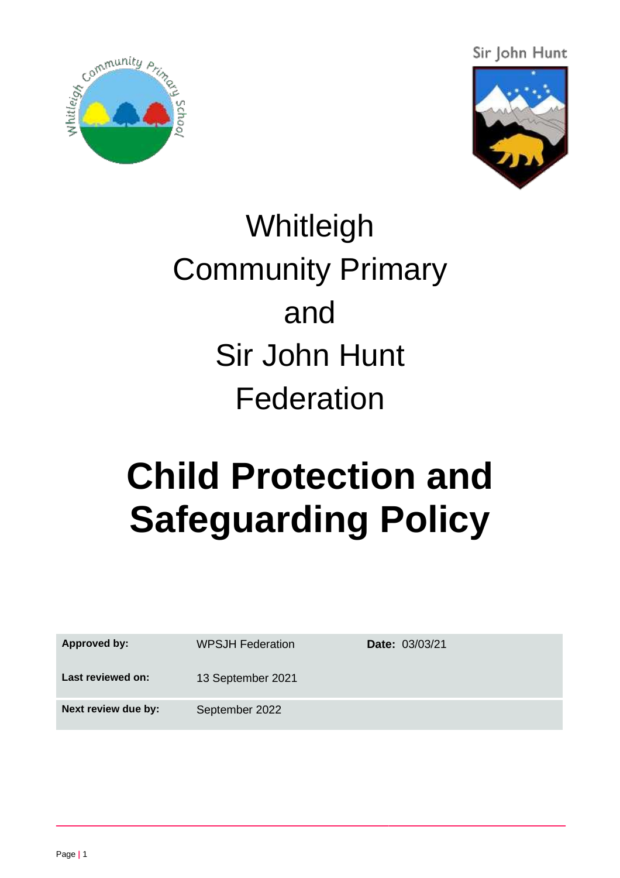# Whitleigh Community Primary and Sir John Hunt Federation

# Child Protection and Safeguarding Policy

| Approved by: | WPSJH Federation | Date: 03/03/21 |
| --- | --- | --- |
| Last reviewed on: | 13 September 2021 | |
| Next review due by: | September 2022 | |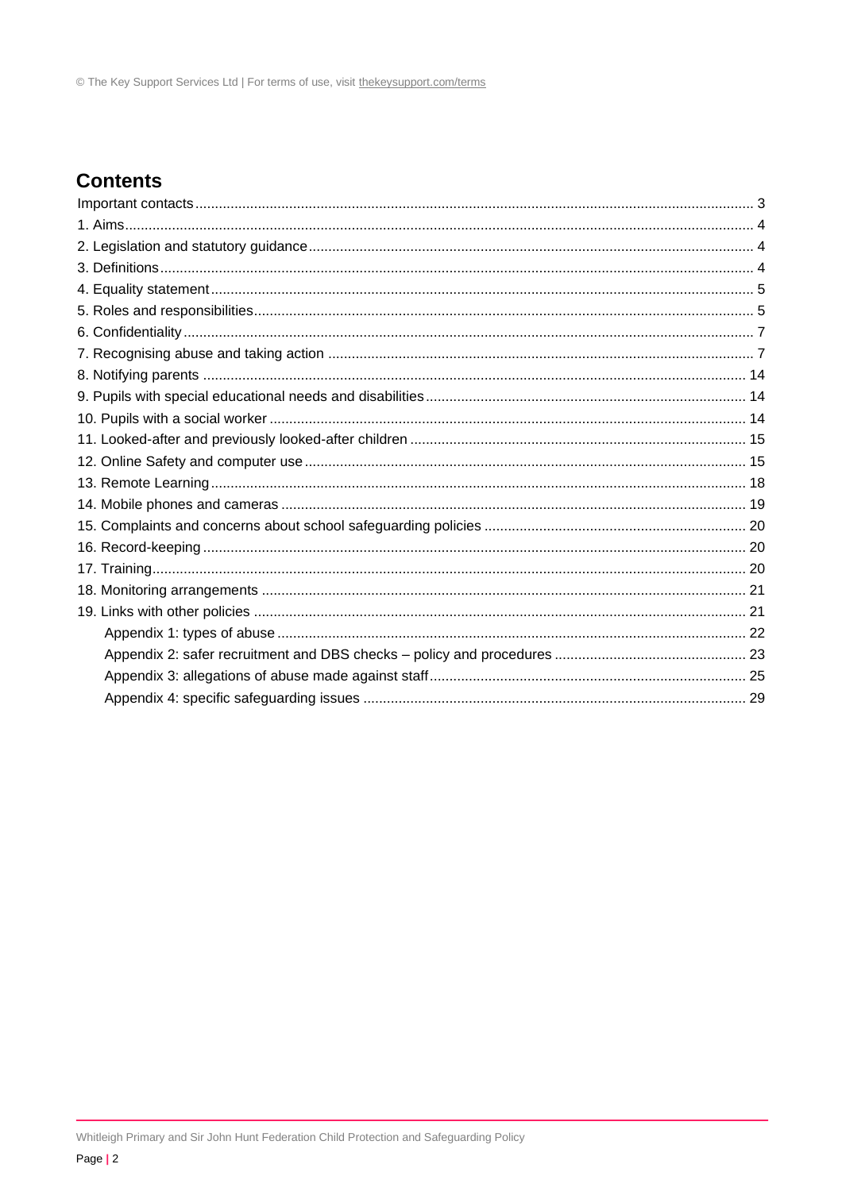## Contents

Important contacts ... 3
1. Aims ... 4
2. Legislation and statutory guidance ... 4
3. Definitions ... 4
4. Equality statement ... 5
5. Roles and responsibilities ... 5
6. Confidentiality ... 7
7. Recognising abuse and taking action ... 7
8. Notifying parents ... 14
9. Pupils with special educational needs and disabilities ... 14
10. Pupils with a social worker ... 14
11. Looked-after and previously looked-after children ... 15
12. Online Safety and computer use ... 15
13. Remote Learning ... 18
14. Mobile phones and cameras ... 19
15. Complaints and concerns about school safeguarding policies ... 20
16. Record-keeping ... 20
17. Training ... 20
18. Monitoring arrangements ... 21
19. Links with other policies ... 21
    - Appendix 1: types of abuse ... 22
    - Appendix 2: safer recruitment and DBS checks – policy and procedures ... 23
    - Appendix 3: allegations of abuse made against staff ... 25
    - Appendix 4: specific safeguarding issues ... 29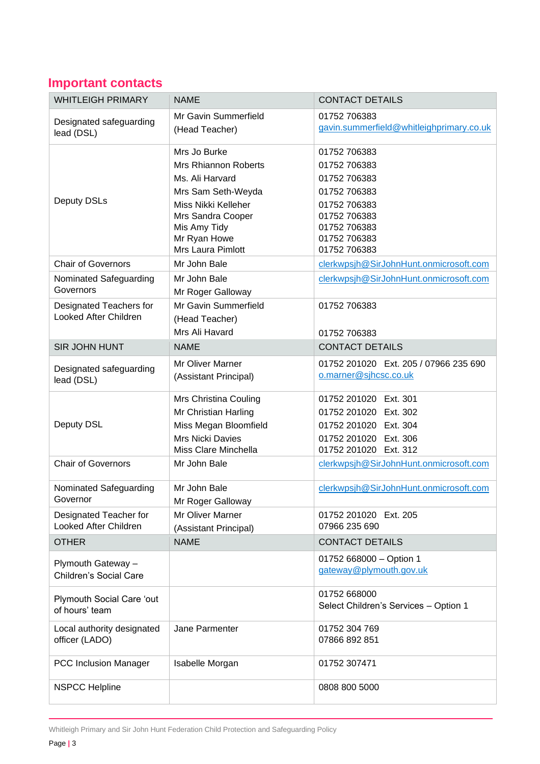## Important contacts

| WHITLEIGH PRIMARY | NAME | CONTACT DETAILS |
|---|---|---|
| Designated safeguarding lead (DSL) | Mr Gavin Summerfield<br>(Head Teacher) | 01752 706383<br>gavin.summerfield@whitleighprimary.co.uk |
| Deputy DSLs | Mrs Jo Burke<br>Mrs Rhiannon Roberts<br>Ms. Ali Harvard<br>Mrs Sam Seth-Weyda<br>Miss Nikki Kelleher<br>Mrs Sandra Cooper<br>Mis Amy Tidy<br>Mr Ryan Howe<br>Mrs Laura Pimlott | 01752 706383<br>01752 706383<br>01752 706383<br>01752 706383<br>01752 706383<br>01752 706383<br>01752 706383<br>01752 706383<br>01752 706383 |
| Chair of Governors | Mr John Bale | clerkwpsjh@SirJohnHunt.onmicrosoft.com |
| Nominated Safeguarding Governors | Mr John Bale<br>Mr Roger Galloway | clerkwpsjh@SirJohnHunt.onmicrosoft.com |
| Designated Teachers for Looked After Children | Mr Gavin Summerfield<br>(Head Teacher)<br>Mrs Ali Havard | 01752 706383<br><br>01752 706383 |
| **SIR JOHN HUNT** | **NAME** | **CONTACT DETAILS** |
| Designated safeguarding lead (DSL) | Mr Oliver Marner<br>(Assistant Principal) | 01752 201020 Ext. 205 / 07966 235 690<br>o.marner@sjhcsc.co.uk |
| Deputy DSL | Mrs Christina Couling<br>Mr Christian Harling<br>Miss Megan Bloomfield<br>Mrs Nicki Davies<br>Miss Clare Minchella | 01752 201020 Ext. 301<br>01752 201020 Ext. 302<br>01752 201020 Ext. 304<br>01752 201020 Ext. 306<br>01752 201020 Ext. 312 |
| Chair of Governors | Mr John Bale | clerkwpsjh@SirJohnHunt.onmicrosoft.com |
| Nominated Safeguarding Governor | Mr John Bale<br>Mr Roger Galloway | clerkwpsjh@SirJohnHunt.onmicrosoft.com |
| Designated Teacher for Looked After Children | Mr Oliver Marner<br>(Assistant Principal) | 01752 201020 Ext. 205<br>07966 235 690 |
| **OTHER** | **NAME** | **CONTACT DETAILS** |
| Plymouth Gateway – Children's Social Care | | 01752 668000 – Option 1<br>gateway@plymouth.gov.uk |
| Plymouth Social Care 'out of hours' team | | 01752 668000<br>Select Children's Services – Option 1 |
| Local authority designated officer (LADO) | Jane Parmenter | 01752 304 769<br>07866 892 851 |
| PCC Inclusion Manager | Isabelle Morgan | 01752 307471 |
| NSPCC Helpline | | 0808 800 5000 |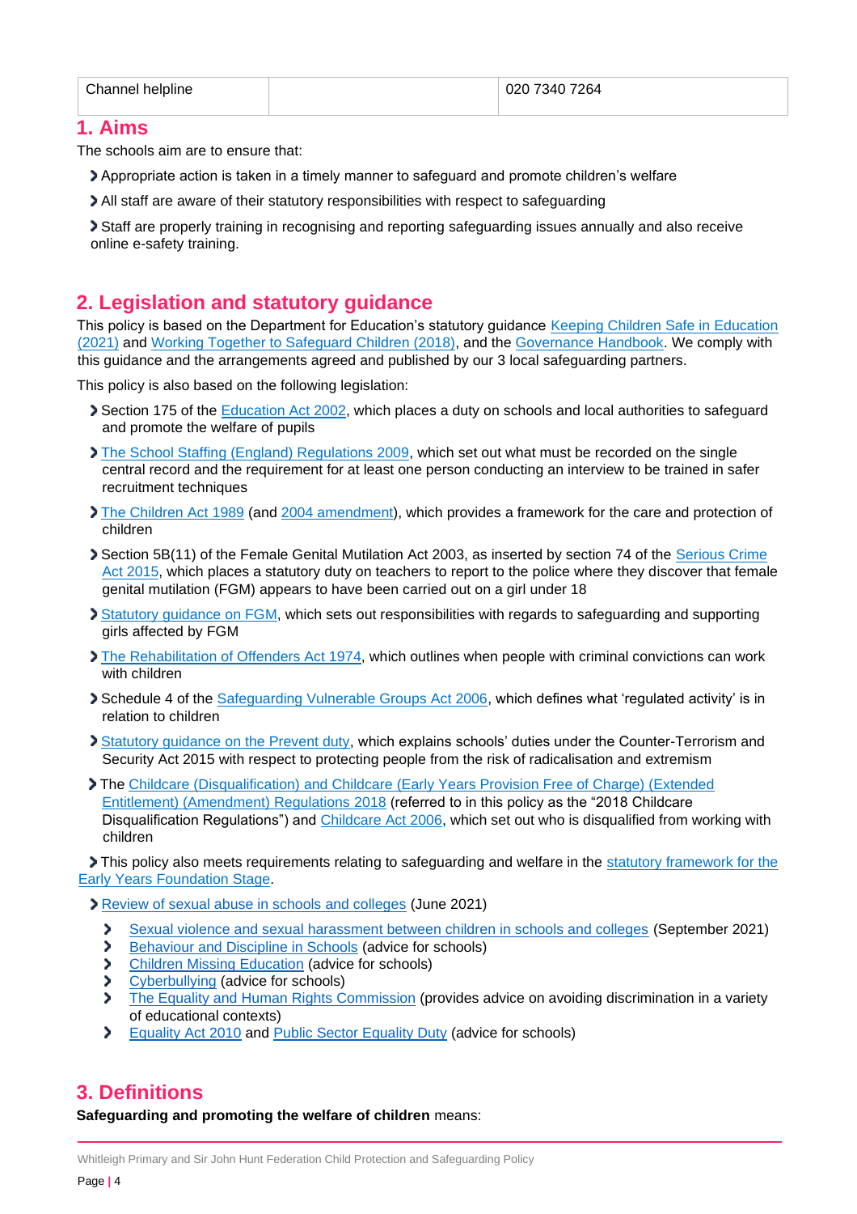| Channel helpline | | 020 7340 7264 |
|---|---|---|

## 1. Aims

The schools aim are to ensure that:

- Appropriate action is taken in a timely manner to safeguard and promote children's welfare
- All staff are aware of their statutory responsibilities with respect to safeguarding
- Staff are properly training in recognising and reporting safeguarding issues annually and also receive online e-safety training.

## 2. Legislation and statutory guidance

This policy is based on the Department for Education's statutory guidance Keeping Children Safe in Education (2021) and Working Together to Safeguard Children (2018), and the Governance Handbook. We comply with this guidance and the arrangements agreed and published by our 3 local safeguarding partners.

This policy is also based on the following legislation:

- Section 175 of the Education Act 2002, which places a duty on schools and local authorities to safeguard and promote the welfare of pupils
- The School Staffing (England) Regulations 2009, which set out what must be recorded on the single central record and the requirement for at least one person conducting an interview to be trained in safer recruitment techniques
- The Children Act 1989 (and 2004 amendment), which provides a framework for the care and protection of children
- Section 5B(11) of the Female Genital Mutilation Act 2003, as inserted by section 74 of the Serious Crime Act 2015, which places a statutory duty on teachers to report to the police where they discover that female genital mutilation (FGM) appears to have been carried out on a girl under 18
- Statutory guidance on FGM, which sets out responsibilities with regards to safeguarding and supporting girls affected by FGM
- The Rehabilitation of Offenders Act 1974, which outlines when people with criminal convictions can work with children
- Schedule 4 of the Safeguarding Vulnerable Groups Act 2006, which defines what 'regulated activity' is in relation to children
- Statutory guidance on the Prevent duty, which explains schools' duties under the Counter-Terrorism and Security Act 2015 with respect to protecting people from the risk of radicalisation and extremism
- The Childcare (Disqualification) and Childcare (Early Years Provision Free of Charge) (Extended Entitlement) (Amendment) Regulations 2018 (referred to in this policy as the "2018 Childcare Disqualification Regulations") and Childcare Act 2006, which set out who is disqualified from working with children
- This policy also meets requirements relating to safeguarding and welfare in the statutory framework for the Early Years Foundation Stage.
- Review of sexual abuse in schools and colleges (June 2021)
  - Sexual violence and sexual harassment between children in schools and colleges (September 2021)
  - Behaviour and Discipline in Schools (advice for schools)
  - Children Missing Education (advice for schools)
  - Cyberbullying (advice for schools)
  - The Equality and Human Rights Commission (provides advice on avoiding discrimination in a variety of educational contexts)
  - Equality Act 2010 and Public Sector Equality Duty (advice for schools)

## 3. Definitions

**Safeguarding and promoting the welfare of children** means: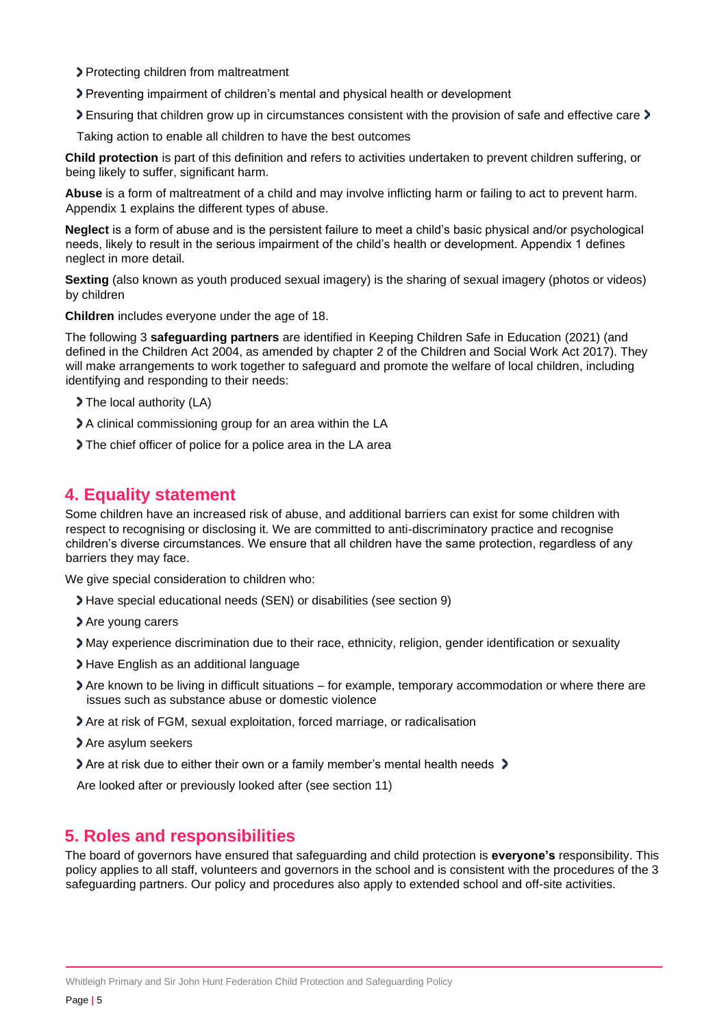- Protecting children from maltreatment
- Preventing impairment of children's mental and physical health or development
- Ensuring that children grow up in circumstances consistent with the provision of safe and effective care
- Taking action to enable all children to have the best outcomes

**Child protection** is part of this definition and refers to activities undertaken to prevent children suffering, or being likely to suffer, significant harm.

**Abuse** is a form of maltreatment of a child and may involve inflicting harm or failing to act to prevent harm. Appendix 1 explains the different types of abuse.

**Neglect** is a form of abuse and is the persistent failure to meet a child's basic physical and/or psychological needs, likely to result in the serious impairment of the child's health or development. Appendix 1 defines neglect in more detail.

**Sexting** (also known as youth produced sexual imagery) is the sharing of sexual imagery (photos or videos) by children

**Children** includes everyone under the age of 18.

The following 3 **safeguarding partners** are identified in Keeping Children Safe in Education (2021) (and defined in the Children Act 2004, as amended by chapter 2 of the Children and Social Work Act 2017). They will make arrangements to work together to safeguard and promote the welfare of local children, including identifying and responding to their needs:

- The local authority (LA)
- A clinical commissioning group for an area within the LA
- The chief officer of police for a police area in the LA area

## 4. Equality statement

Some children have an increased risk of abuse, and additional barriers can exist for some children with respect to recognising or disclosing it. We are committed to anti-discriminatory practice and recognise children's diverse circumstances. We ensure that all children have the same protection, regardless of any barriers they may face.

We give special consideration to children who:

- Have special educational needs (SEN) or disabilities (see section 9)
- Are young carers
- May experience discrimination due to their race, ethnicity, religion, gender identification or sexuality
- Have English as an additional language
- Are known to be living in difficult situations – for example, temporary accommodation or where there are issues such as substance abuse or domestic violence
- Are at risk of FGM, sexual exploitation, forced marriage, or radicalisation
- Are asylum seekers
- Are at risk due to either their own or a family member's mental health needs
- Are looked after or previously looked after (see section 11)

## 5. Roles and responsibilities

The board of governors have ensured that safeguarding and child protection is **everyone's** responsibility. This policy applies to all staff, volunteers and governors in the school and is consistent with the procedures of the 3 safeguarding partners. Our policy and procedures also apply to extended school and off-site activities.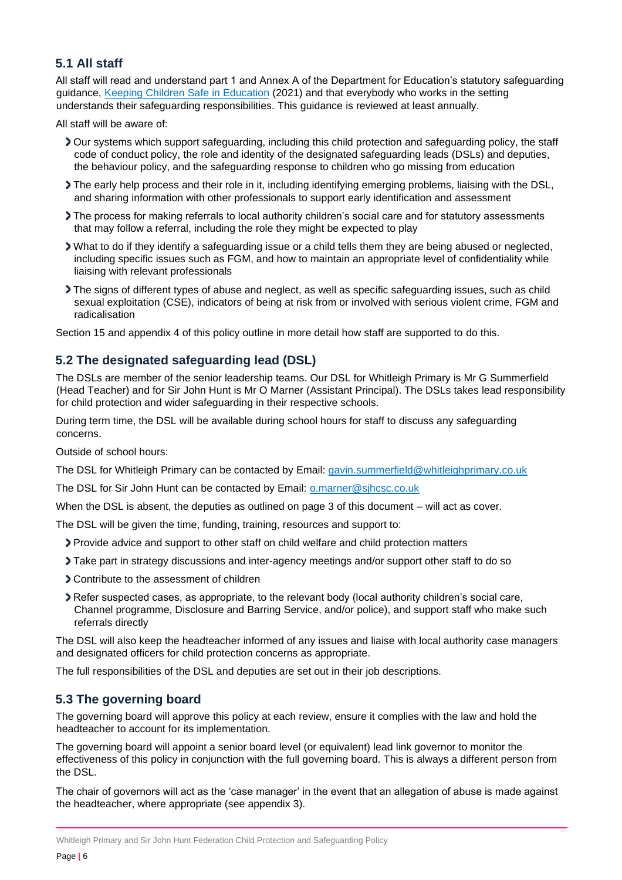## 5.1 All staff

All staff will read and understand part 1 and Annex A of the Department for Education's statutory safeguarding guidance, [Keeping Children Safe in Education](https://www.gov.uk/government/publications/keeping-children-safe-in-education--2) (2021) and that everybody who works in the setting understands their safeguarding responsibilities. This guidance is reviewed at least annually.

All staff will be aware of:

- Our systems which support safeguarding, including this child protection and safeguarding policy, the staff code of conduct policy, the role and identity of the designated safeguarding leads (DSLs) and deputies, the behaviour policy, and the safeguarding response to children who go missing from education
- The early help process and their role in it, including identifying emerging problems, liaising with the DSL, and sharing information with other professionals to support early identification and assessment
- The process for making referrals to local authority children's social care and for statutory assessments that may follow a referral, including the role they might be expected to play
- What to do if they identify a safeguarding issue or a child tells them they are being abused or neglected, including specific issues such as FGM, and how to maintain an appropriate level of confidentiality while liaising with relevant professionals
- The signs of different types of abuse and neglect, as well as specific safeguarding issues, such as child sexual exploitation (CSE), indicators of being at risk from or involved with serious violent crime, FGM and radicalisation

Section 15 and appendix 4 of this policy outline in more detail how staff are supported to do this.

## 5.2 The designated safeguarding lead (DSL)

The DSLs are member of the senior leadership teams. Our DSL for Whitleigh Primary is Mr G Summerfield (Head Teacher) and for Sir John Hunt is Mr O Marner (Assistant Principal). The DSLs takes lead responsibility for child protection and wider safeguarding in their respective schools.

During term time, the DSL will be available during school hours for staff to discuss any safeguarding concerns.

Outside of school hours:

The DSL for Whitleigh Primary can be contacted by Email: [gavin.summerfield@whitleighprimary.co.uk](mailto:gavin.summerfield@whitleighprimary.co.uk)

The DSL for Sir John Hunt can be contacted by Email: [o.marner@sjhcsc.co.uk](mailto:o.marner@sjhcsc.co.uk)

When the DSL is absent, the deputies as outlined on page 3 of this document – will act as cover.

The DSL will be given the time, funding, training, resources and support to:

- Provide advice and support to other staff on child welfare and child protection matters
- Take part in strategy discussions and inter-agency meetings and/or support other staff to do so
- Contribute to the assessment of children
- Refer suspected cases, as appropriate, to the relevant body (local authority children's social care, Channel programme, Disclosure and Barring Service, and/or police), and support staff who make such referrals directly

The DSL will also keep the headteacher informed of any issues and liaise with local authority case managers and designated officers for child protection concerns as appropriate.

The full responsibilities of the DSL and deputies are set out in their job descriptions.

## 5.3 The governing board

The governing board will approve this policy at each review, ensure it complies with the law and hold the headteacher to account for its implementation.

The governing board will appoint a senior board level (or equivalent) lead link governor to monitor the effectiveness of this policy in conjunction with the full governing board. This is always a different person from the DSL.

The chair of governors will act as the 'case manager' in the event that an allegation of abuse is made against the headteacher, where appropriate (see appendix 3).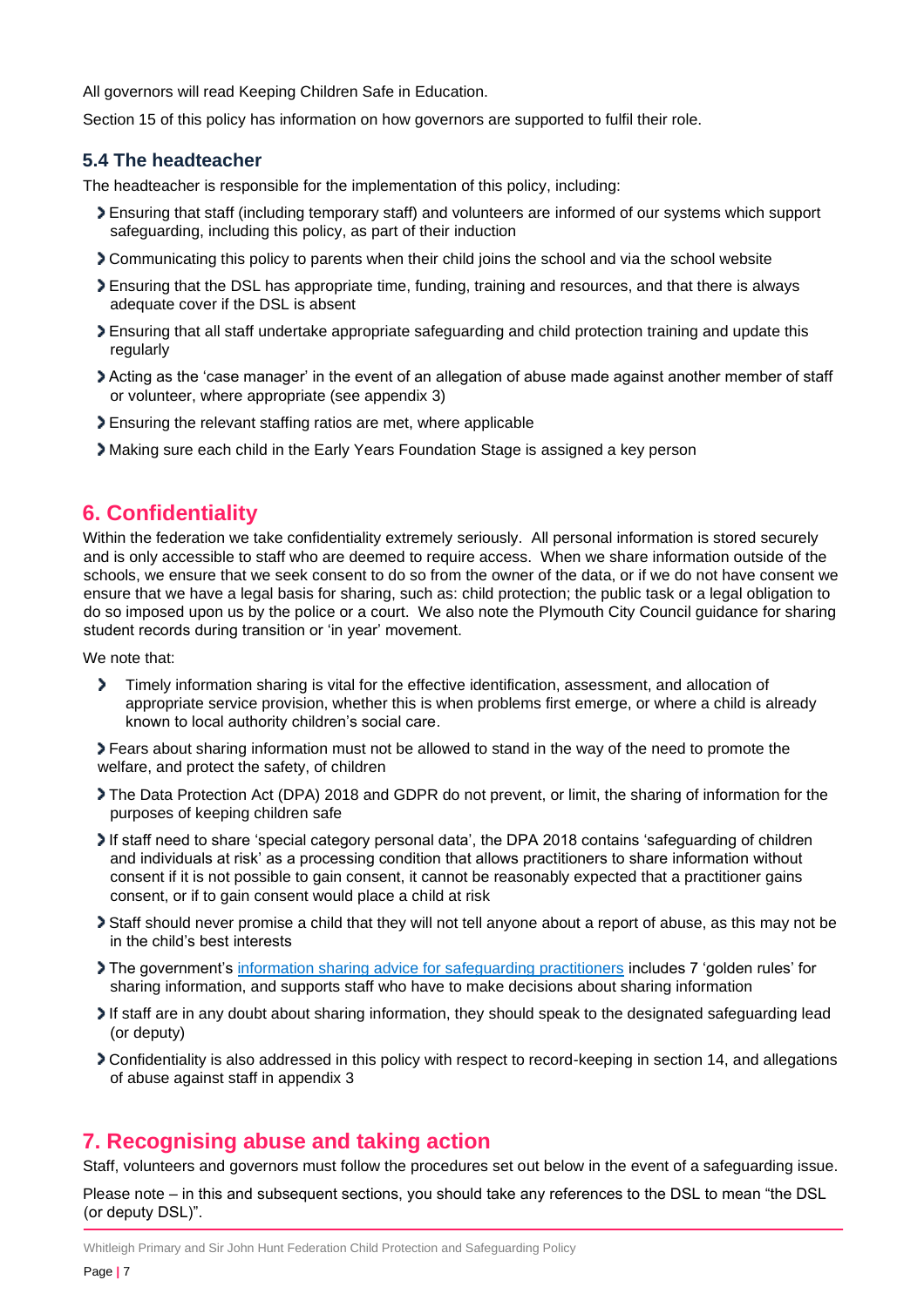All governors will read Keeping Children Safe in Education.

Section 15 of this policy has information on how governors are supported to fulfil their role.

### 5.4 The headteacher

The headteacher is responsible for the implementation of this policy, including:

- Ensuring that staff (including temporary staff) and volunteers are informed of our systems which support safeguarding, including this policy, as part of their induction
- Communicating this policy to parents when their child joins the school and via the school website
- Ensuring that the DSL has appropriate time, funding, training and resources, and that there is always adequate cover if the DSL is absent
- Ensuring that all staff undertake appropriate safeguarding and child protection training and update this regularly
- Acting as the 'case manager' in the event of an allegation of abuse made against another member of staff or volunteer, where appropriate (see appendix 3)
- Ensuring the relevant staffing ratios are met, where applicable
- Making sure each child in the Early Years Foundation Stage is assigned a key person

## 6. Confidentiality

Within the federation we take confidentiality extremely seriously. All personal information is stored securely and is only accessible to staff who are deemed to require access. When we share information outside of the schools, we ensure that we seek consent to do so from the owner of the data, or if we do not have consent we ensure that we have a legal basis for sharing, such as: child protection; the public task or a legal obligation to do so imposed upon us by the police or a court. We also note the Plymouth City Council guidance for sharing student records during transition or 'in year' movement.

We note that:

- Timely information sharing is vital for the effective identification, assessment, and allocation of appropriate service provision, whether this is when problems first emerge, or where a child is already known to local authority children's social care.
- Fears about sharing information must not be allowed to stand in the way of the need to promote the welfare, and protect the safety, of children
- The Data Protection Act (DPA) 2018 and GDPR do not prevent, or limit, the sharing of information for the purposes of keeping children safe
- If staff need to share 'special category personal data', the DPA 2018 contains 'safeguarding of children and individuals at risk' as a processing condition that allows practitioners to share information without consent if it is not possible to gain consent, it cannot be reasonably expected that a practitioner gains consent, or if to gain consent would place a child at risk
- Staff should never promise a child that they will not tell anyone about a report of abuse, as this may not be in the child's best interests
- The government's information sharing advice for safeguarding practitioners includes 7 'golden rules' for sharing information, and supports staff who have to make decisions about sharing information
- If staff are in any doubt about sharing information, they should speak to the designated safeguarding lead (or deputy)
- Confidentiality is also addressed in this policy with respect to record-keeping in section 14, and allegations of abuse against staff in appendix 3

## 7. Recognising abuse and taking action

Staff, volunteers and governors must follow the procedures set out below in the event of a safeguarding issue.

Please note – in this and subsequent sections, you should take any references to the DSL to mean "the DSL (or deputy DSL)".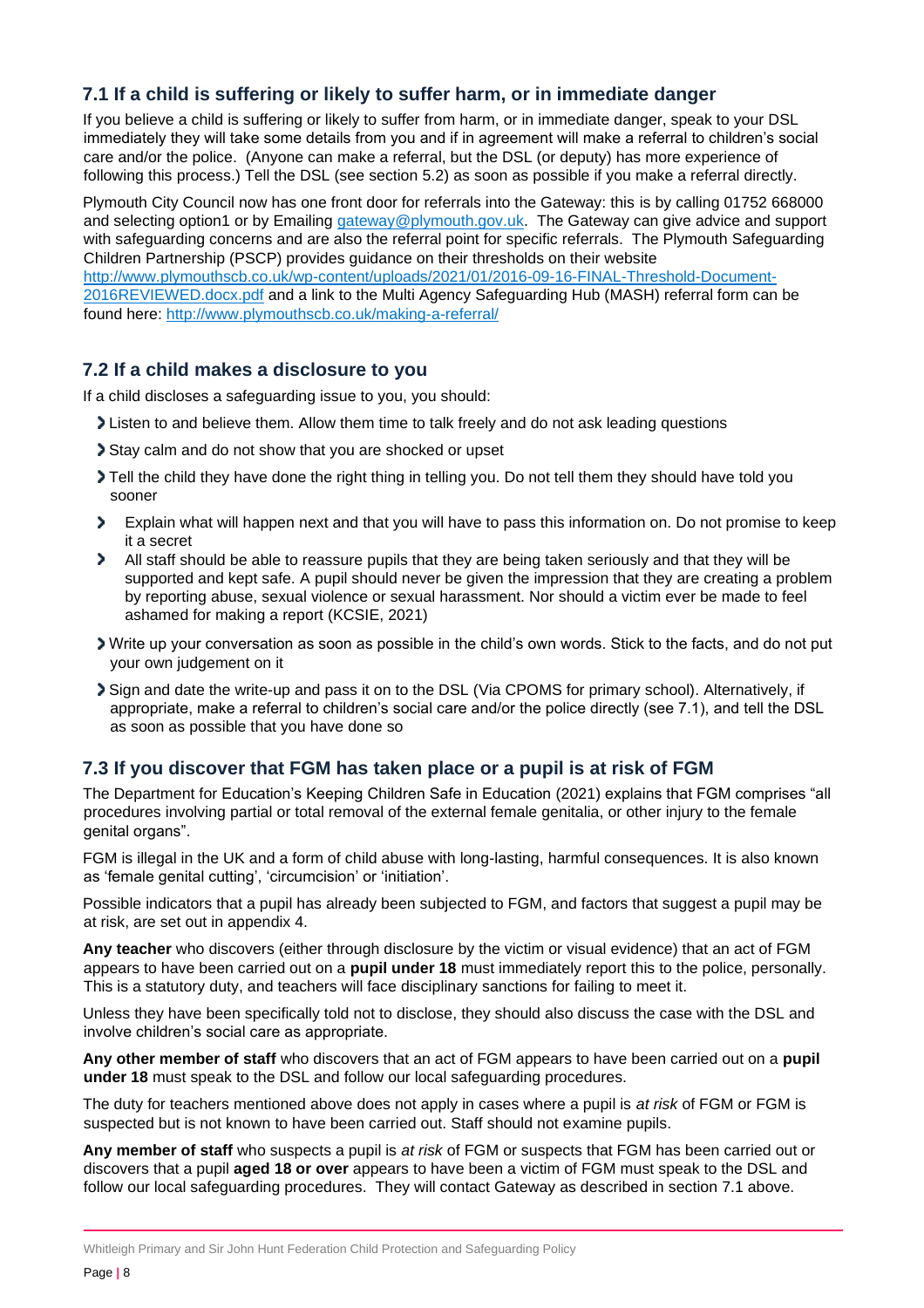### 7.1 If a child is suffering or likely to suffer harm, or in immediate danger

If you believe a child is suffering or likely to suffer from harm, or in immediate danger, speak to your DSL immediately they will take some details from you and if in agreement will make a referral to children's social care and/or the police. (Anyone can make a referral, but the DSL (or deputy) has more experience of following this process.) Tell the DSL (see section 5.2) as soon as possible if you make a referral directly.

Plymouth City Council now has one front door for referrals into the Gateway: this is by calling 01752 668000 and selecting option1 or by Emailing gateway@plymouth.gov.uk. The Gateway can give advice and support with safeguarding concerns and are also the referral point for specific referrals. The Plymouth Safeguarding Children Partnership (PSCP) provides guidance on their thresholds on their website http://www.plymouthscb.co.uk/wp-content/uploads/2021/01/2016-09-16-FINAL-Threshold-Document-2016REVIEWED.docx.pdf and a link to the Multi Agency Safeguarding Hub (MASH) referral form can be found here: http://www.plymouthscb.co.uk/making-a-referral/

### 7.2 If a child makes a disclosure to you

If a child discloses a safeguarding issue to you, you should:

- Listen to and believe them. Allow them time to talk freely and do not ask leading questions
- Stay calm and do not show that you are shocked or upset
- Tell the child they have done the right thing in telling you. Do not tell them they should have told you sooner
- Explain what will happen next and that you will have to pass this information on. Do not promise to keep it a secret
- All staff should be able to reassure pupils that they are being taken seriously and that they will be supported and kept safe. A pupil should never be given the impression that they are creating a problem by reporting abuse, sexual violence or sexual harassment. Nor should a victim ever be made to feel ashamed for making a report (KCSIE, 2021)
- Write up your conversation as soon as possible in the child's own words. Stick to the facts, and do not put your own judgement on it
- Sign and date the write-up and pass it on to the DSL (Via CPOMS for primary school). Alternatively, if appropriate, make a referral to children's social care and/or the police directly (see 7.1), and tell the DSL as soon as possible that you have done so

### 7.3 If you discover that FGM has taken place or a pupil is at risk of FGM

The Department for Education's Keeping Children Safe in Education (2021) explains that FGM comprises "all procedures involving partial or total removal of the external female genitalia, or other injury to the female genital organs".

FGM is illegal in the UK and a form of child abuse with long-lasting, harmful consequences. It is also known as 'female genital cutting', 'circumcision' or 'initiation'.

Possible indicators that a pupil has already been subjected to FGM, and factors that suggest a pupil may be at risk, are set out in appendix 4.

**Any teacher** who discovers (either through disclosure by the victim or visual evidence) that an act of FGM appears to have been carried out on a **pupil under 18** must immediately report this to the police, personally. This is a statutory duty, and teachers will face disciplinary sanctions for failing to meet it.

Unless they have been specifically told not to disclose, they should also discuss the case with the DSL and involve children's social care as appropriate.

**Any other member of staff** who discovers that an act of FGM appears to have been carried out on a **pupil under 18** must speak to the DSL and follow our local safeguarding procedures.

The duty for teachers mentioned above does not apply in cases where a pupil is *at risk* of FGM or FGM is suspected but is not known to have been carried out. Staff should not examine pupils.

**Any member of staff** who suspects a pupil is *at risk* of FGM or suspects that FGM has been carried out or discovers that a pupil **aged 18 or over** appears to have been a victim of FGM must speak to the DSL and follow our local safeguarding procedures. They will contact Gateway as described in section 7.1 above.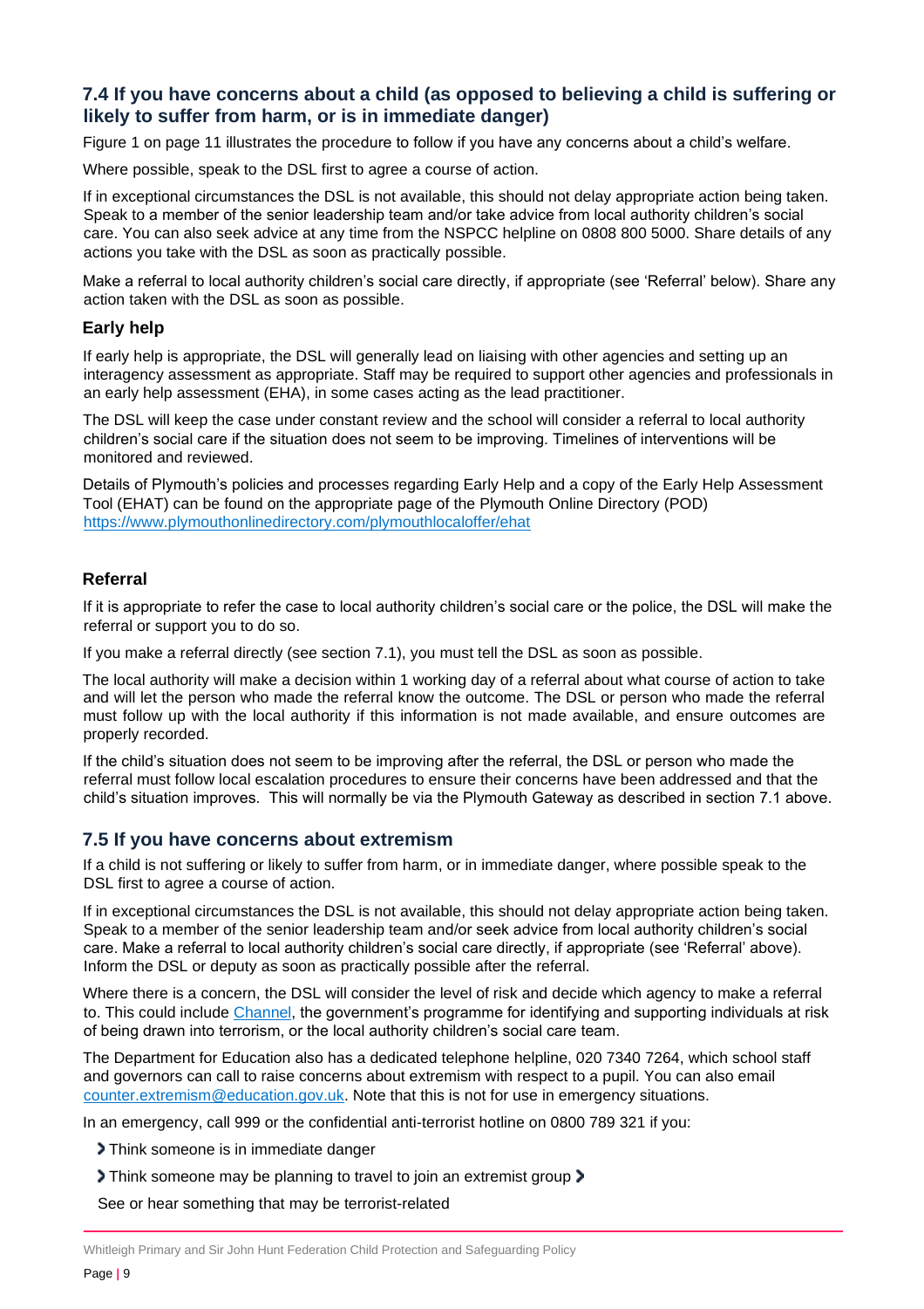### 7.4 If you have concerns about a child (as opposed to believing a child is suffering or likely to suffer from harm, or is in immediate danger)

Figure 1 on page 11 illustrates the procedure to follow if you have any concerns about a child's welfare.

Where possible, speak to the DSL first to agree a course of action.

If in exceptional circumstances the DSL is not available, this should not delay appropriate action being taken. Speak to a member of the senior leadership team and/or take advice from local authority children's social care. You can also seek advice at any time from the NSPCC helpline on 0808 800 5000. Share details of any actions you take with the DSL as soon as practically possible.

Make a referral to local authority children's social care directly, if appropriate (see 'Referral' below). Share any action taken with the DSL as soon as possible.

#### Early help

If early help is appropriate, the DSL will generally lead on liaising with other agencies and setting up an interagency assessment as appropriate. Staff may be required to support other agencies and professionals in an early help assessment (EHA), in some cases acting as the lead practitioner.

The DSL will keep the case under constant review and the school will consider a referral to local authority children's social care if the situation does not seem to be improving. Timelines of interventions will be monitored and reviewed.

Details of Plymouth's policies and processes regarding Early Help and a copy of the Early Help Assessment Tool (EHAT) can be found on the appropriate page of the Plymouth Online Directory (POD) [https://www.plymouthonlinedirectory.com/plymouthlocaloffer/ehat](https://www.plymouthonlinedirectory.com/plymouthlocaloffer/ehat)

#### Referral

If it is appropriate to refer the case to local authority children's social care or the police, the DSL will make the referral or support you to do so.

If you make a referral directly (see section 7.1), you must tell the DSL as soon as possible.

The local authority will make a decision within 1 working day of a referral about what course of action to take and will let the person who made the referral know the outcome. The DSL or person who made the referral must follow up with the local authority if this information is not made available, and ensure outcomes are properly recorded.

If the child's situation does not seem to be improving after the referral, the DSL or person who made the referral must follow local escalation procedures to ensure their concerns have been addressed and that the child's situation improves. This will normally be via the Plymouth Gateway as described in section 7.1 above.

### 7.5 If you have concerns about extremism

If a child is not suffering or likely to suffer from harm, or in immediate danger, where possible speak to the DSL first to agree a course of action.

If in exceptional circumstances the DSL is not available, this should not delay appropriate action being taken. Speak to a member of the senior leadership team and/or seek advice from local authority children's social care. Make a referral to local authority children's social care directly, if appropriate (see 'Referral' above). Inform the DSL or deputy as soon as practically possible after the referral.

Where there is a concern, the DSL will consider the level of risk and decide which agency to make a referral to. This could include Channel, the government's programme for identifying and supporting individuals at risk of being drawn into terrorism, or the local authority children's social care team.

The Department for Education also has a dedicated telephone helpline, 020 7340 7264, which school staff and governors can call to raise concerns about extremism with respect to a pupil. You can also email counter.extremism@education.gov.uk. Note that this is not for use in emergency situations.

In an emergency, call 999 or the confidential anti-terrorist hotline on 0800 789 321 if you:

- Think someone is in immediate danger
- Think someone may be planning to travel to join an extremist group
- See or hear something that may be terrorist-related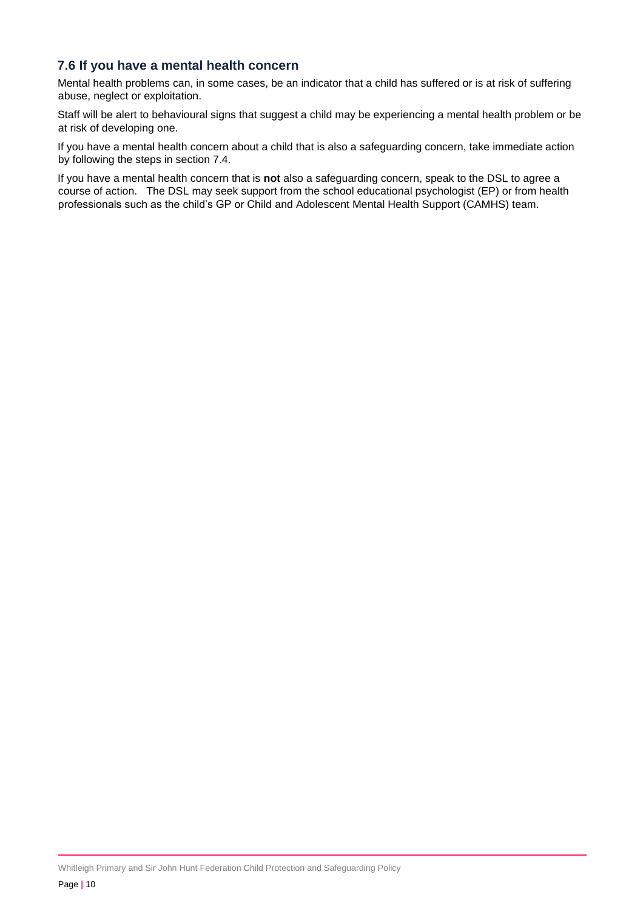### 7.6 If you have a mental health concern

Mental health problems can, in some cases, be an indicator that a child has suffered or is at risk of suffering abuse, neglect or exploitation.

Staff will be alert to behavioural signs that suggest a child may be experiencing a mental health problem or be at risk of developing one.

If you have a mental health concern about a child that is also a safeguarding concern, take immediate action by following the steps in section 7.4.

If you have a mental health concern that is **not** also a safeguarding concern, speak to the DSL to agree a course of action. The DSL may seek support from the school educational psychologist (EP) or from health professionals such as the child's GP or Child and Adolescent Mental Health Support (CAMHS) team.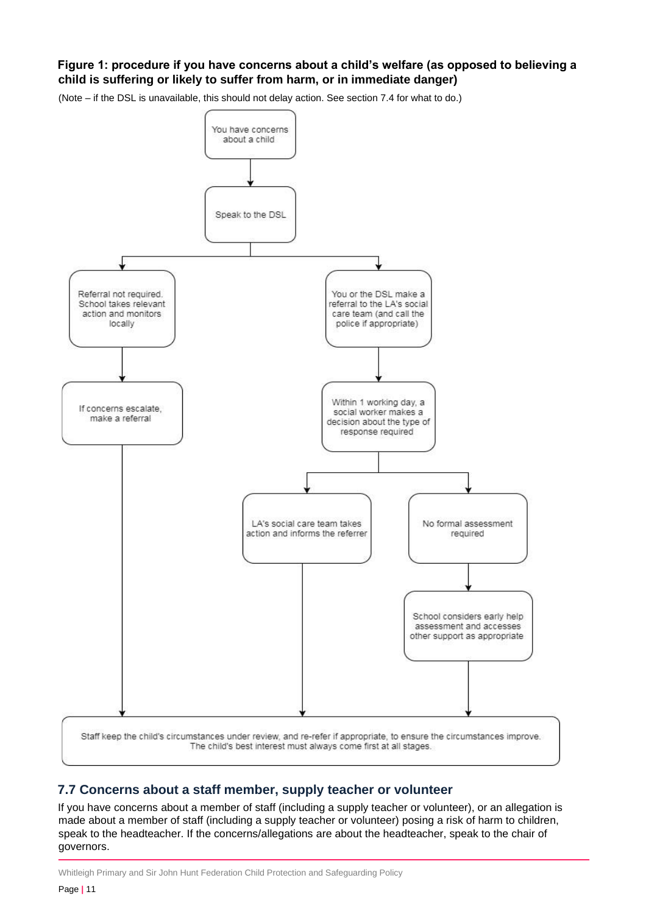**Figure 1: procedure if you have concerns about a child's welfare (as opposed to believing a child is suffering or likely to suffer from harm, or in immediate danger)**

(Note – if the DSL is unavailable, this should not delay action. See section 7.4 for what to do.)

You have concerns about a child

Speak to the DSL

Referral not required. School takes relevant action and monitors locally

You or the DSL make a referral to the LA's social care team (and call the police if appropriate)

If concerns escalate, make a referral

Within 1 working day, a social worker makes a decision about the type of response required

LA's social care team takes action and informs the referrer

No formal assessment required

School considers early help assessment and accesses other support as appropriate

Staff keep the child's circumstances under review, and re-refer if appropriate, to ensure the circumstances improve. The child's best interest must always come first at all stages.

## 7.7 Concerns about a staff member, supply teacher or volunteer

If you have concerns about a member of staff (including a supply teacher or volunteer), or an allegation is made about a member of staff (including a supply teacher or volunteer) posing a risk of harm to children, speak to the headteacher. If the concerns/allegations are about the headteacher, speak to the chair of governors.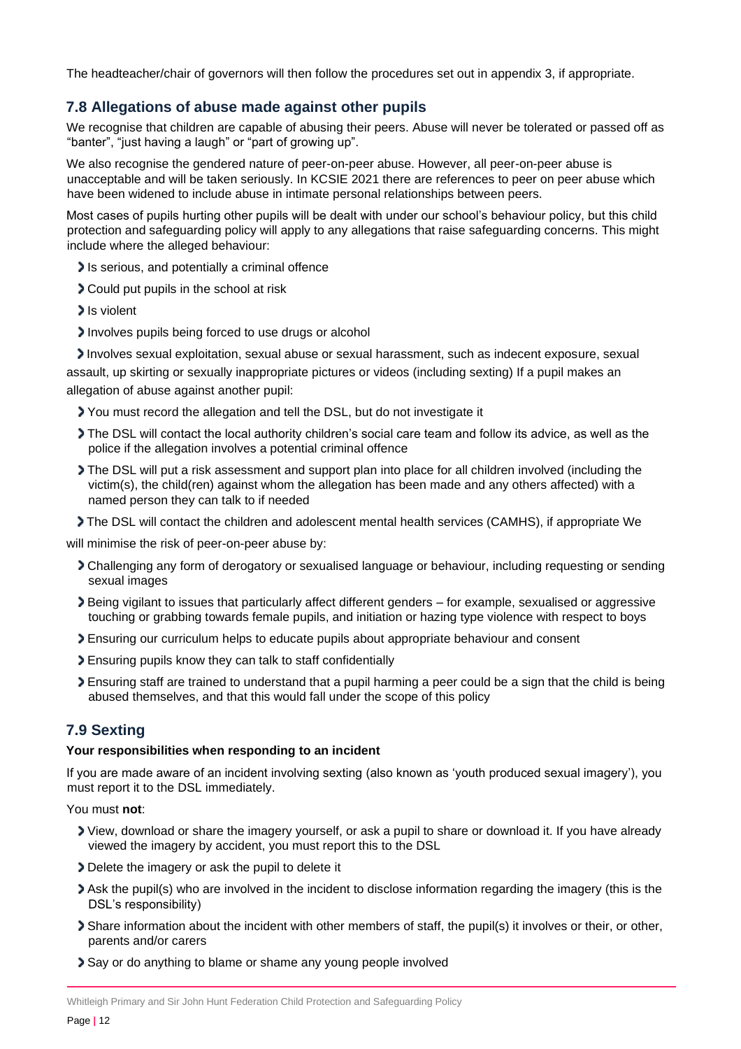The headteacher/chair of governors will then follow the procedures set out in appendix 3, if appropriate.

## 7.8 Allegations of abuse made against other pupils

We recognise that children are capable of abusing their peers. Abuse will never be tolerated or passed off as "banter", "just having a laugh" or "part of growing up".

We also recognise the gendered nature of peer-on-peer abuse. However, all peer-on-peer abuse is unacceptable and will be taken seriously. In KCSIE 2021 there are references to peer on peer abuse which have been widened to include abuse in intimate personal relationships between peers.

Most cases of pupils hurting other pupils will be dealt with under our school's behaviour policy, but this child protection and safeguarding policy will apply to any allegations that raise safeguarding concerns. This might include where the alleged behaviour:

- Is serious, and potentially a criminal offence
- Could put pupils in the school at risk
- Is violent
- Involves pupils being forced to use drugs or alcohol
- Involves sexual exploitation, sexual abuse or sexual harassment, such as indecent exposure, sexual assault, up skirting or sexually inappropriate pictures or videos (including sexting) If a pupil makes an allegation of abuse against another pupil:

- You must record the allegation and tell the DSL, but do not investigate it
- The DSL will contact the local authority children's social care team and follow its advice, as well as the police if the allegation involves a potential criminal offence
- The DSL will put a risk assessment and support plan into place for all children involved (including the victim(s), the child(ren) against whom the allegation has been made and any others affected) with a named person they can talk to if needed
- The DSL will contact the children and adolescent mental health services (CAMHS), if appropriate We

will minimise the risk of peer-on-peer abuse by:

- Challenging any form of derogatory or sexualised language or behaviour, including requesting or sending sexual images
- Being vigilant to issues that particularly affect different genders – for example, sexualised or aggressive touching or grabbing towards female pupils, and initiation or hazing type violence with respect to boys
- Ensuring our curriculum helps to educate pupils about appropriate behaviour and consent
- Ensuring pupils know they can talk to staff confidentially
- Ensuring staff are trained to understand that a pupil harming a peer could be a sign that the child is being abused themselves, and that this would fall under the scope of this policy

## 7.9 Sexting

**Your responsibilities when responding to an incident**

If you are made aware of an incident involving sexting (also known as 'youth produced sexual imagery'), you must report it to the DSL immediately.

You must **not**:

- View, download or share the imagery yourself, or ask a pupil to share or download it. If you have already viewed the imagery by accident, you must report this to the DSL
- Delete the imagery or ask the pupil to delete it
- Ask the pupil(s) who are involved in the incident to disclose information regarding the imagery (this is the DSL's responsibility)
- Share information about the incident with other members of staff, the pupil(s) it involves or their, or other, parents and/or carers
- Say or do anything to blame or shame any young people involved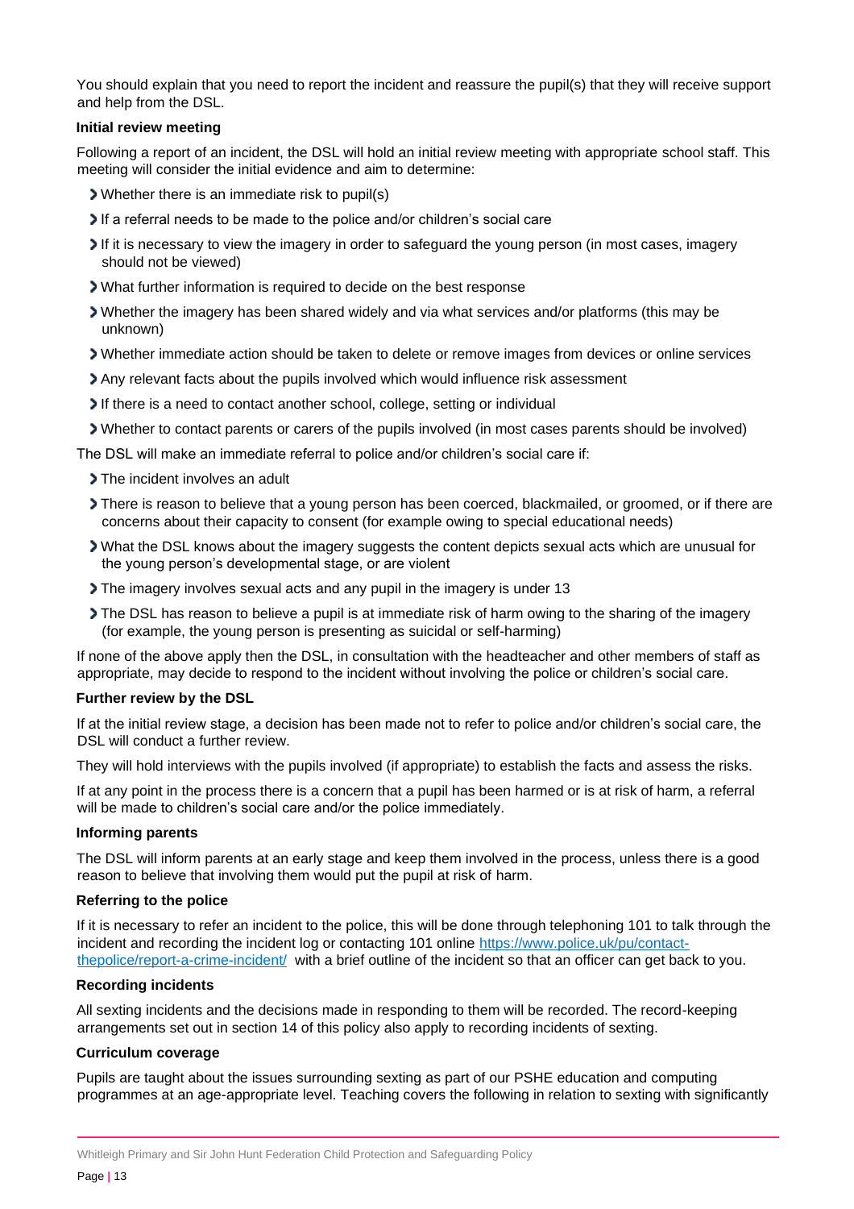You should explain that you need to report the incident and reassure the pupil(s) that they will receive support and help from the DSL.

**Initial review meeting**

Following a report of an incident, the DSL will hold an initial review meeting with appropriate school staff. This meeting will consider the initial evidence and aim to determine:

- Whether there is an immediate risk to pupil(s)
- If a referral needs to be made to the police and/or children's social care
- If it is necessary to view the imagery in order to safeguard the young person (in most cases, imagery should not be viewed)
- What further information is required to decide on the best response
- Whether the imagery has been shared widely and via what services and/or platforms (this may be unknown)
- Whether immediate action should be taken to delete or remove images from devices or online services
- Any relevant facts about the pupils involved which would influence risk assessment
- If there is a need to contact another school, college, setting or individual
- Whether to contact parents or carers of the pupils involved (in most cases parents should be involved)

The DSL will make an immediate referral to police and/or children's social care if:

- The incident involves an adult
- There is reason to believe that a young person has been coerced, blackmailed, or groomed, or if there are concerns about their capacity to consent (for example owing to special educational needs)
- What the DSL knows about the imagery suggests the content depicts sexual acts which are unusual for the young person's developmental stage, or are violent
- The imagery involves sexual acts and any pupil in the imagery is under 13
- The DSL has reason to believe a pupil is at immediate risk of harm owing to the sharing of the imagery (for example, the young person is presenting as suicidal or self-harming)

If none of the above apply then the DSL, in consultation with the headteacher and other members of staff as appropriate, may decide to respond to the incident without involving the police or children's social care.

**Further review by the DSL**

If at the initial review stage, a decision has been made not to refer to police and/or children's social care, the DSL will conduct a further review.

They will hold interviews with the pupils involved (if appropriate) to establish the facts and assess the risks.

If at any point in the process there is a concern that a pupil has been harmed or is at risk of harm, a referral will be made to children's social care and/or the police immediately.

**Informing parents**

The DSL will inform parents at an early stage and keep them involved in the process, unless there is a good reason to believe that involving them would put the pupil at risk of harm.

**Referring to the police**

If it is necessary to refer an incident to the police, this will be done through telephoning 101 to talk through the incident and recording the incident log or contacting 101 online [https://www.police.uk/pu/contact-thepolice/report-a-crime-incident/](https://www.police.uk/pu/contact-thepolice/report-a-crime-incident/) with a brief outline of the incident so that an officer can get back to you.

**Recording incidents**

All sexting incidents and the decisions made in responding to them will be recorded. The record-keeping arrangements set out in section 14 of this policy also apply to recording incidents of sexting.

**Curriculum coverage**

Pupils are taught about the issues surrounding sexting as part of our PSHE education and computing programmes at an age-appropriate level. Teaching covers the following in relation to sexting with significantly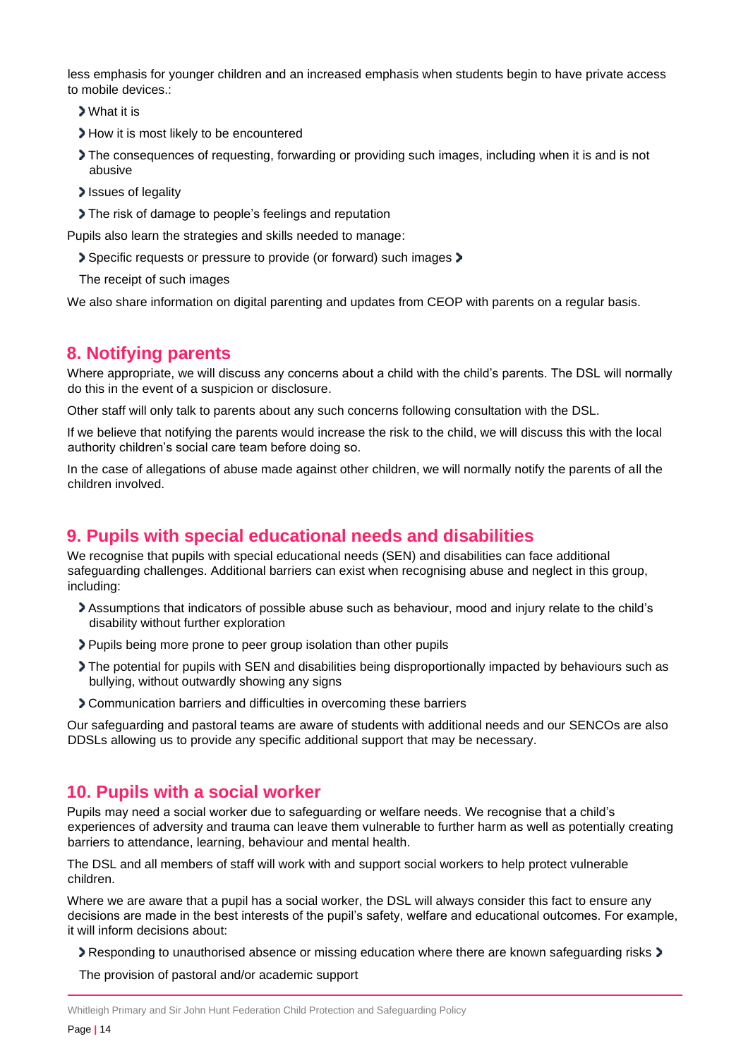less emphasis for younger children and an increased emphasis when students begin to have private access to mobile devices.:

- What it is
- How it is most likely to be encountered
- The consequences of requesting, forwarding or providing such images, including when it is and is not abusive
- Issues of legality
- The risk of damage to people's feelings and reputation

Pupils also learn the strategies and skills needed to manage:

- Specific requests or pressure to provide (or forward) such images
- The receipt of such images

We also share information on digital parenting and updates from CEOP with parents on a regular basis.

## 8. Notifying parents

Where appropriate, we will discuss any concerns about a child with the child's parents. The DSL will normally do this in the event of a suspicion or disclosure.

Other staff will only talk to parents about any such concerns following consultation with the DSL.

If we believe that notifying the parents would increase the risk to the child, we will discuss this with the local authority children's social care team before doing so.

In the case of allegations of abuse made against other children, we will normally notify the parents of all the children involved.

## 9. Pupils with special educational needs and disabilities

We recognise that pupils with special educational needs (SEN) and disabilities can face additional safeguarding challenges. Additional barriers can exist when recognising abuse and neglect in this group, including:

- Assumptions that indicators of possible abuse such as behaviour, mood and injury relate to the child's disability without further exploration
- Pupils being more prone to peer group isolation than other pupils
- The potential for pupils with SEN and disabilities being disproportionally impacted by behaviours such as bullying, without outwardly showing any signs
- Communication barriers and difficulties in overcoming these barriers

Our safeguarding and pastoral teams are aware of students with additional needs and our SENCOs are also DDSLs allowing us to provide any specific additional support that may be necessary.

## 10. Pupils with a social worker

Pupils may need a social worker due to safeguarding or welfare needs. We recognise that a child's experiences of adversity and trauma can leave them vulnerable to further harm as well as potentially creating barriers to attendance, learning, behaviour and mental health.

The DSL and all members of staff will work with and support social workers to help protect vulnerable children.

Where we are aware that a pupil has a social worker, the DSL will always consider this fact to ensure any decisions are made in the best interests of the pupil's safety, welfare and educational outcomes. For example, it will inform decisions about:

- Responding to unauthorised absence or missing education where there are known safeguarding risks
- The provision of pastoral and/or academic support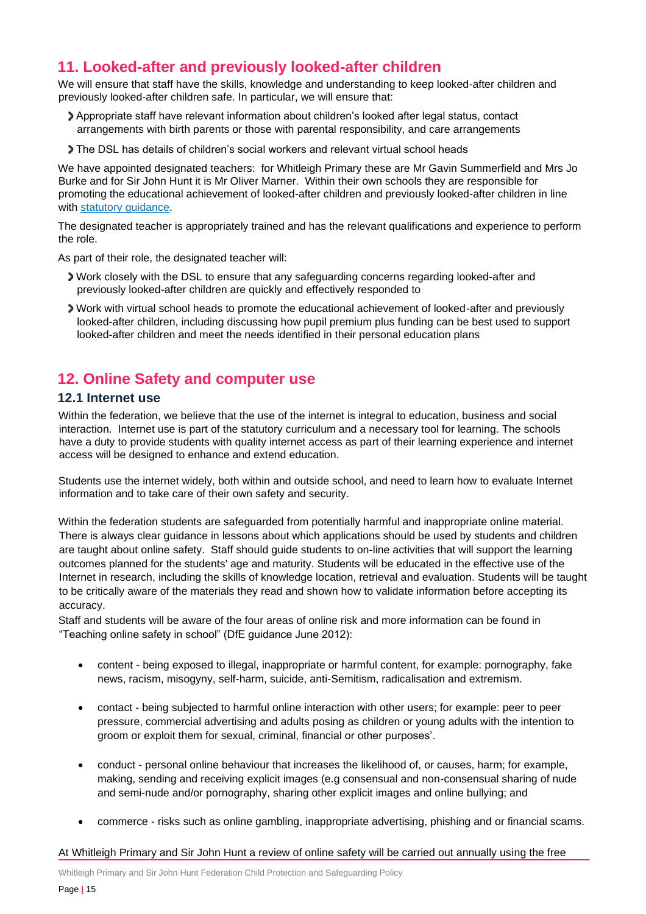## 11. Looked-after and previously looked-after children

We will ensure that staff have the skills, knowledge and understanding to keep looked-after children and previously looked-after children safe. In particular, we will ensure that:

- Appropriate staff have relevant information about children's looked after legal status, contact arrangements with birth parents or those with parental responsibility, and care arrangements
- The DSL has details of children's social workers and relevant virtual school heads

We have appointed designated teachers: for Whitleigh Primary these are Mr Gavin Summerfield and Mrs Jo Burke and for Sir John Hunt it is Mr Oliver Marner. Within their own schools they are responsible for promoting the educational achievement of looked-after children and previously looked-after children in line with statutory guidance.

The designated teacher is appropriately trained and has the relevant qualifications and experience to perform the role.

As part of their role, the designated teacher will:

- Work closely with the DSL to ensure that any safeguarding concerns regarding looked-after and previously looked-after children are quickly and effectively responded to
- Work with virtual school heads to promote the educational achievement of looked-after and previously looked-after children, including discussing how pupil premium plus funding can be best used to support looked-after children and meet the needs identified in their personal education plans

## 12. Online Safety and computer use

### 12.1 Internet use

Within the federation, we believe that the use of the internet is integral to education, business and social interaction. Internet use is part of the statutory curriculum and a necessary tool for learning. The schools have a duty to provide students with quality internet access as part of their learning experience and internet access will be designed to enhance and extend education.

Students use the internet widely, both within and outside school, and need to learn how to evaluate Internet information and to take care of their own safety and security.

Within the federation students are safeguarded from potentially harmful and inappropriate online material. There is always clear guidance in lessons about which applications should be used by students and children are taught about online safety. Staff should guide students to on-line activities that will support the learning outcomes planned for the students' age and maturity. Students will be educated in the effective use of the Internet in research, including the skills of knowledge location, retrieval and evaluation. Students will be taught to be critically aware of the materials they read and shown how to validate information before accepting its accuracy.

Staff and students will be aware of the four areas of online risk and more information can be found in "Teaching online safety in school" (DfE guidance June 2012):

- content - being exposed to illegal, inappropriate or harmful content, for example: pornography, fake news, racism, misogyny, self-harm, suicide, anti-Semitism, radicalisation and extremism.
- contact - being subjected to harmful online interaction with other users; for example: peer to peer pressure, commercial advertising and adults posing as children or young adults with the intention to groom or exploit them for sexual, criminal, financial or other purposes'.
- conduct - personal online behaviour that increases the likelihood of, or causes, harm; for example, making, sending and receiving explicit images (e.g consensual and non-consensual sharing of nude and semi-nude and/or pornography, sharing other explicit images and online bullying; and
- commerce - risks such as online gambling, inappropriate advertising, phishing and or financial scams.

At Whitleigh Primary and Sir John Hunt a review of online safety will be carried out annually using the free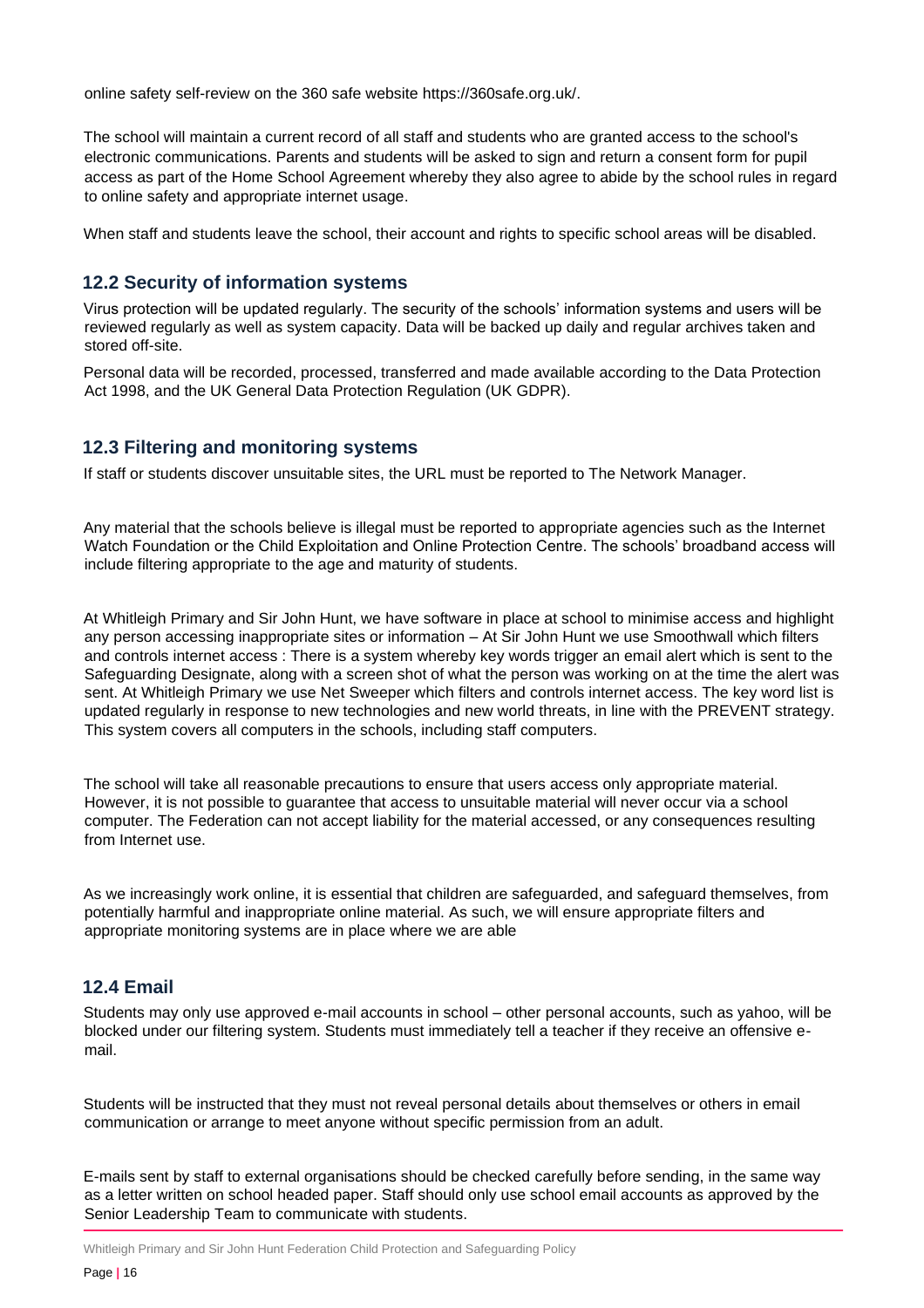online safety self-review on the 360 safe website https://360safe.org.uk/.

The school will maintain a current record of all staff and students who are granted access to the school's electronic communications. Parents and students will be asked to sign and return a consent form for pupil access as part of the Home School Agreement whereby they also agree to abide by the school rules in regard to online safety and appropriate internet usage.

When staff and students leave the school, their account and rights to specific school areas will be disabled.

## 12.2 Security of information systems

Virus protection will be updated regularly. The security of the schools' information systems and users will be reviewed regularly as well as system capacity. Data will be backed up daily and regular archives taken and stored off-site.

Personal data will be recorded, processed, transferred and made available according to the Data Protection Act 1998, and the UK General Data Protection Regulation (UK GDPR).

## 12.3 Filtering and monitoring systems

If staff or students discover unsuitable sites, the URL must be reported to The Network Manager.

Any material that the schools believe is illegal must be reported to appropriate agencies such as the Internet Watch Foundation or the Child Exploitation and Online Protection Centre. The schools' broadband access will include filtering appropriate to the age and maturity of students.

At Whitleigh Primary and Sir John Hunt, we have software in place at school to minimise access and highlight any person accessing inappropriate sites or information – At Sir John Hunt we use Smoothwall which filters and controls internet access : There is a system whereby key words trigger an email alert which is sent to the Safeguarding Designate, along with a screen shot of what the person was working on at the time the alert was sent. At Whitleigh Primary we use Net Sweeper which filters and controls internet access. The key word list is updated regularly in response to new technologies and new world threats, in line with the PREVENT strategy. This system covers all computers in the schools, including staff computers.

The school will take all reasonable precautions to ensure that users access only appropriate material. However, it is not possible to guarantee that access to unsuitable material will never occur via a school computer. The Federation can not accept liability for the material accessed, or any consequences resulting from Internet use.

As we increasingly work online, it is essential that children are safeguarded, and safeguard themselves, from potentially harmful and inappropriate online material. As such, we will ensure appropriate filters and appropriate monitoring systems are in place where we are able

## 12.4 Email

Students may only use approved e-mail accounts in school – other personal accounts, such as yahoo, will be blocked under our filtering system. Students must immediately tell a teacher if they receive an offensive e-mail.

Students will be instructed that they must not reveal personal details about themselves or others in email communication or arrange to meet anyone without specific permission from an adult.

E-mails sent by staff to external organisations should be checked carefully before sending, in the same way as a letter written on school headed paper. Staff should only use school email accounts as approved by the Senior Leadership Team to communicate with students.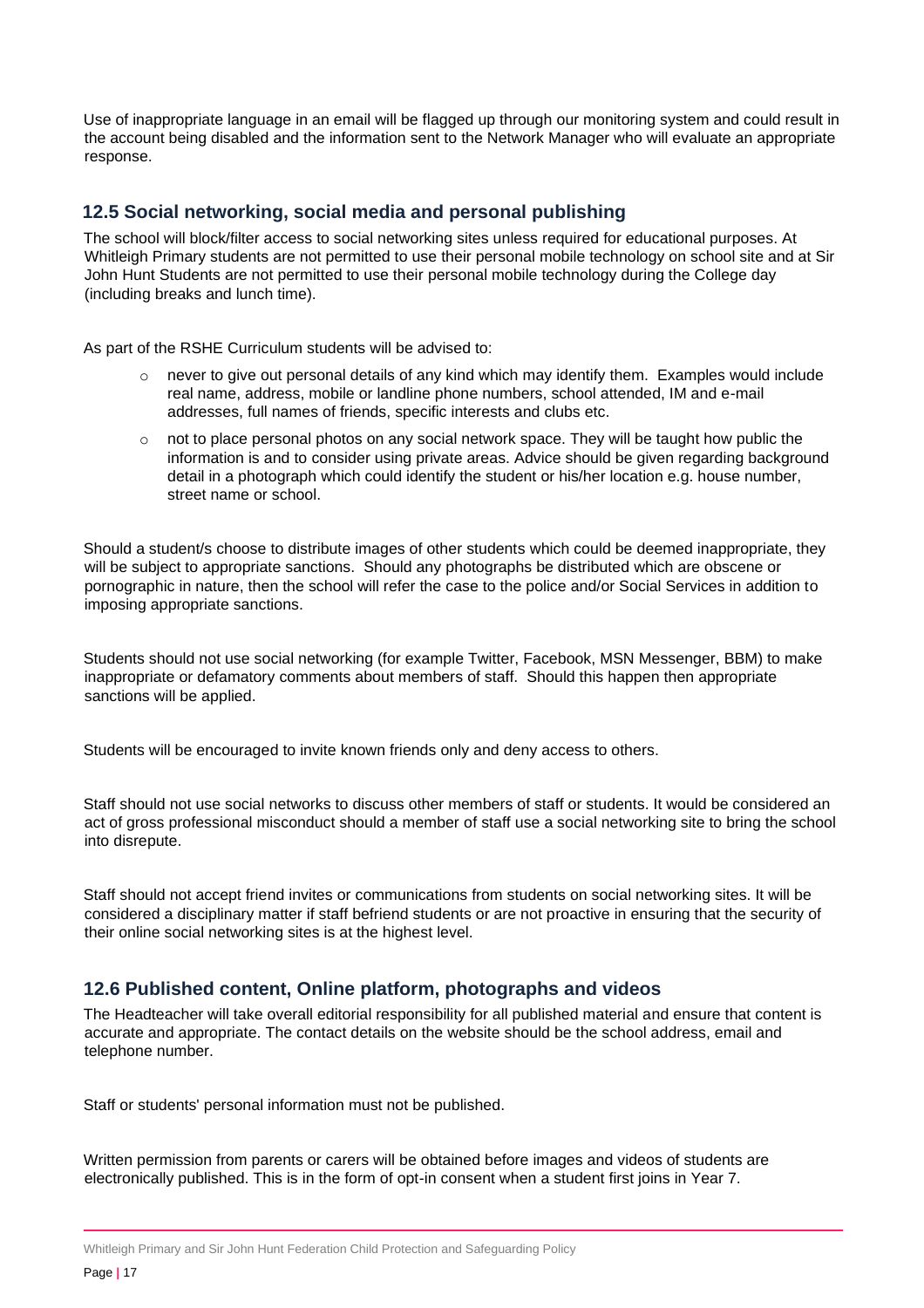Use of inappropriate language in an email will be flagged up through our monitoring system and could result in the account being disabled and the information sent to the Network Manager who will evaluate an appropriate response.

## 12.5 Social networking, social media and personal publishing

The school will block/filter access to social networking sites unless required for educational purposes. At Whitleigh Primary students are not permitted to use their personal mobile technology on school site and at Sir John Hunt Students are not permitted to use their personal mobile technology during the College day (including breaks and lunch time).

As part of the RSHE Curriculum students will be advised to:

- never to give out personal details of any kind which may identify them. Examples would include real name, address, mobile or landline phone numbers, school attended, IM and e-mail addresses, full names of friends, specific interests and clubs etc.
- not to place personal photos on any social network space. They will be taught how public the information is and to consider using private areas. Advice should be given regarding background detail in a photograph which could identify the student or his/her location e.g. house number, street name or school.

Should a student/s choose to distribute images of other students which could be deemed inappropriate, they will be subject to appropriate sanctions. Should any photographs be distributed which are obscene or pornographic in nature, then the school will refer the case to the police and/or Social Services in addition to imposing appropriate sanctions.

Students should not use social networking (for example Twitter, Facebook, MSN Messenger, BBM) to make inappropriate or defamatory comments about members of staff. Should this happen then appropriate sanctions will be applied.

Students will be encouraged to invite known friends only and deny access to others.

Staff should not use social networks to discuss other members of staff or students. It would be considered an act of gross professional misconduct should a member of staff use a social networking site to bring the school into disrepute.

Staff should not accept friend invites or communications from students on social networking sites. It will be considered a disciplinary matter if staff befriend students or are not proactive in ensuring that the security of their online social networking sites is at the highest level.

## 12.6 Published content, Online platform, photographs and videos

The Headteacher will take overall editorial responsibility for all published material and ensure that content is accurate and appropriate. The contact details on the website should be the school address, email and telephone number.

Staff or students' personal information must not be published.

Written permission from parents or carers will be obtained before images and videos of students are electronically published. This is in the form of opt-in consent when a student first joins in Year 7.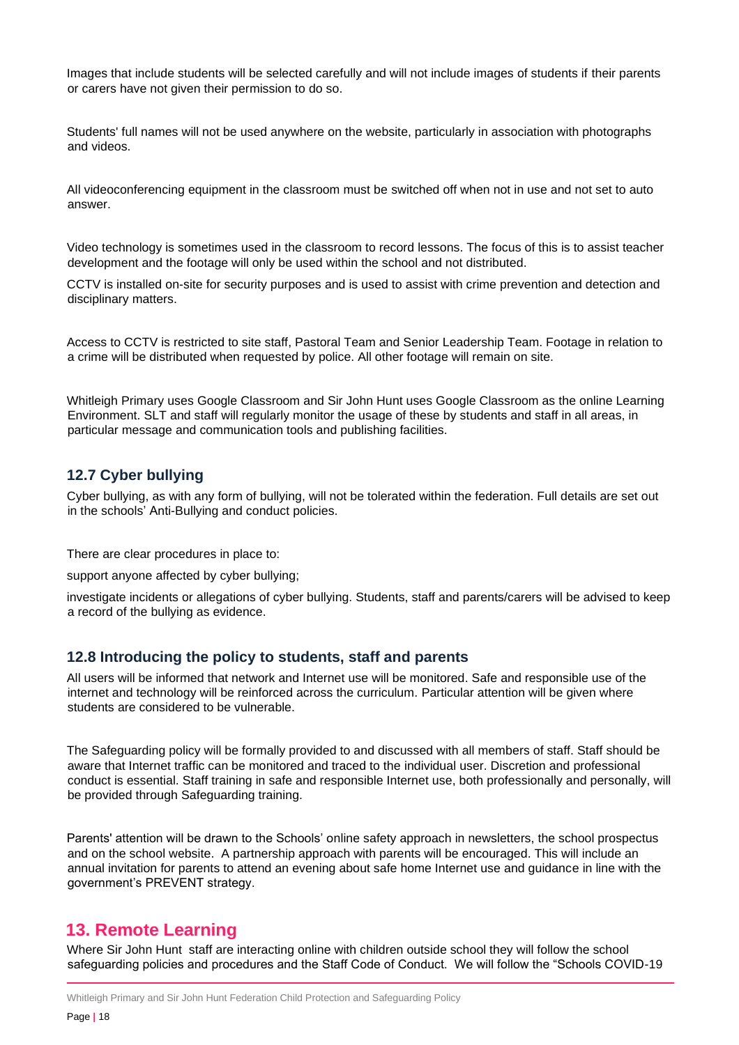Images that include students will be selected carefully and will not include images of students if their parents or carers have not given their permission to do so.

Students' full names will not be used anywhere on the website, particularly in association with photographs and videos.

All videoconferencing equipment in the classroom must be switched off when not in use and not set to auto answer.

Video technology is sometimes used in the classroom to record lessons. The focus of this is to assist teacher development and the footage will only be used within the school and not distributed.

CCTV is installed on-site for security purposes and is used to assist with crime prevention and detection and disciplinary matters.

Access to CCTV is restricted to site staff, Pastoral Team and Senior Leadership Team. Footage in relation to a crime will be distributed when requested by police. All other footage will remain on site.

Whitleigh Primary uses Google Classroom and Sir John Hunt uses Google Classroom as the online Learning Environment. SLT and staff will regularly monitor the usage of these by students and staff in all areas, in particular message and communication tools and publishing facilities.

### 12.7 Cyber bullying

Cyber bullying, as with any form of bullying, will not be tolerated within the federation. Full details are set out in the schools' Anti-Bullying and conduct policies.

There are clear procedures in place to:

support anyone affected by cyber bullying;

investigate incidents or allegations of cyber bullying. Students, staff and parents/carers will be advised to keep a record of the bullying as evidence.

### 12.8 Introducing the policy to students, staff and parents

All users will be informed that network and Internet use will be monitored. Safe and responsible use of the internet and technology will be reinforced across the curriculum. Particular attention will be given where students are considered to be vulnerable.

The Safeguarding policy will be formally provided to and discussed with all members of staff. Staff should be aware that Internet traffic can be monitored and traced to the individual user. Discretion and professional conduct is essential. Staff training in safe and responsible Internet use, both professionally and personally, will be provided through Safeguarding training.

Parents' attention will be drawn to the Schools' online safety approach in newsletters, the school prospectus and on the school website. A partnership approach with parents will be encouraged. This will include an annual invitation for parents to attend an evening about safe home Internet use and guidance in line with the government's PREVENT strategy.

## 13. Remote Learning

Where Sir John Hunt staff are interacting online with children outside school they will follow the school safeguarding policies and procedures and the Staff Code of Conduct. We will follow the "Schools COVID-19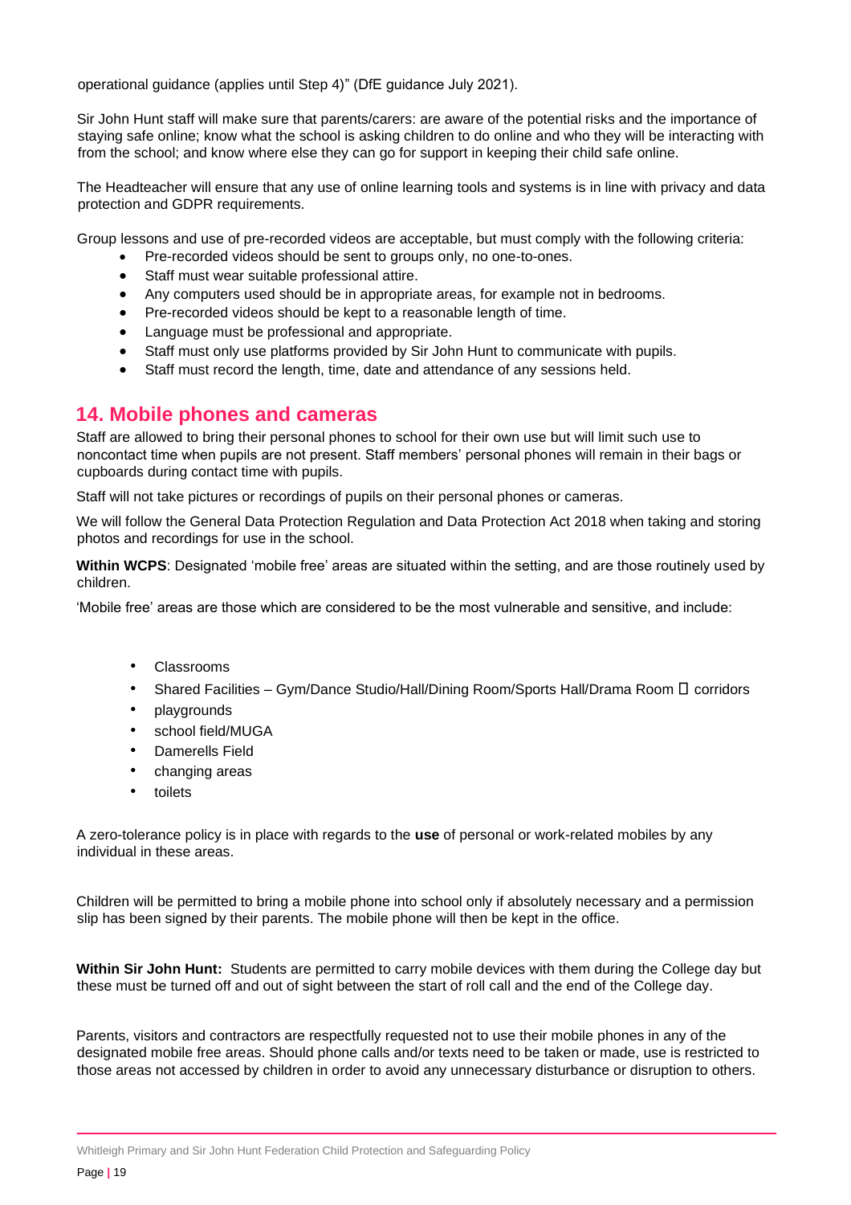operational guidance (applies until Step 4)" (DfE guidance July 2021).

Sir John Hunt staff will make sure that parents/carers: are aware of the potential risks and the importance of staying safe online; know what the school is asking children to do online and who they will be interacting with from the school; and know where else they can go for support in keeping their child safe online.

The Headteacher will ensure that any use of online learning tools and systems is in line with privacy and data protection and GDPR requirements.

Group lessons and use of pre-recorded videos are acceptable, but must comply with the following criteria:

- Pre-recorded videos should be sent to groups only, no one-to-ones.
- Staff must wear suitable professional attire.
- Any computers used should be in appropriate areas, for example not in bedrooms.
- Pre-recorded videos should be kept to a reasonable length of time.
- Language must be professional and appropriate.
- Staff must only use platforms provided by Sir John Hunt to communicate with pupils.
- Staff must record the length, time, date and attendance of any sessions held.

## 14. Mobile phones and cameras

Staff are allowed to bring their personal phones to school for their own use but will limit such use to noncontact time when pupils are not present. Staff members' personal phones will remain in their bags or cupboards during contact time with pupils.

Staff will not take pictures or recordings of pupils on their personal phones or cameras.

We will follow the General Data Protection Regulation and Data Protection Act 2018 when taking and storing photos and recordings for use in the school.

**Within WCPS**: Designated 'mobile free' areas are situated within the setting, and are those routinely used by children.

'Mobile free' areas are those which are considered to be the most vulnerable and sensitive, and include:

- Classrooms
- Shared Facilities – Gym/Dance Studio/Hall/Dining Room/Sports Hall/Drama Room  corridors
- playgrounds
- school field/MUGA
- Damerells Field
- changing areas
- toilets

A zero-tolerance policy is in place with regards to the **use** of personal or work-related mobiles by any individual in these areas.

Children will be permitted to bring a mobile phone into school only if absolutely necessary and a permission slip has been signed by their parents. The mobile phone will then be kept in the office.

**Within Sir John Hunt:** Students are permitted to carry mobile devices with them during the College day but these must be turned off and out of sight between the start of roll call and the end of the College day.

Parents, visitors and contractors are respectfully requested not to use their mobile phones in any of the designated mobile free areas. Should phone calls and/or texts need to be taken or made, use is restricted to those areas not accessed by children in order to avoid any unnecessary disturbance or disruption to others.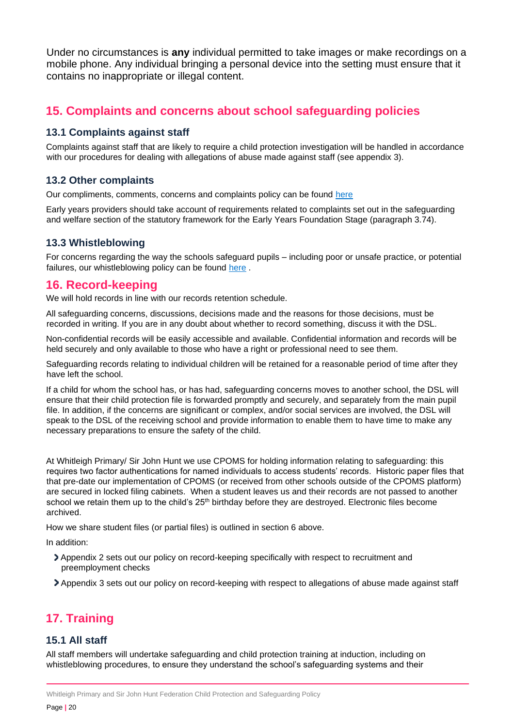Under no circumstances is **any** individual permitted to take images or make recordings on a mobile phone. Any individual bringing a personal device into the setting must ensure that it contains no inappropriate or illegal content.

## 15. Complaints and concerns about school safeguarding policies

### 13.1 Complaints against staff

Complaints against staff that are likely to require a child protection investigation will be handled in accordance with our procedures for dealing with allegations of abuse made against staff (see appendix 3).

### 13.2 Other complaints

Our compliments, comments, concerns and complaints policy can be found here

Early years providers should take account of requirements related to complaints set out in the safeguarding and welfare section of the statutory framework for the Early Years Foundation Stage (paragraph 3.74).

### 13.3 Whistleblowing

For concerns regarding the way the schools safeguard pupils – including poor or unsafe practice, or potential failures, our whistleblowing policy can be found here .

## 16. Record-keeping

We will hold records in line with our records retention schedule.

All safeguarding concerns, discussions, decisions made and the reasons for those decisions, must be recorded in writing. If you are in any doubt about whether to record something, discuss it with the DSL.

Non-confidential records will be easily accessible and available. Confidential information and records will be held securely and only available to those who have a right or professional need to see them.

Safeguarding records relating to individual children will be retained for a reasonable period of time after they have left the school.

If a child for whom the school has, or has had, safeguarding concerns moves to another school, the DSL will ensure that their child protection file is forwarded promptly and securely, and separately from the main pupil file. In addition, if the concerns are significant or complex, and/or social services are involved, the DSL will speak to the DSL of the receiving school and provide information to enable them to have time to make any necessary preparations to ensure the safety of the child.

At Whitleigh Primary/ Sir John Hunt we use CPOMS for holding information relating to safeguarding: this requires two factor authentications for named individuals to access students' records. Historic paper files that that pre-date our implementation of CPOMS (or received from other schools outside of the CPOMS platform) are secured in locked filing cabinets. When a student leaves us and their records are not passed to another school we retain them up to the child's 25th birthday before they are destroyed. Electronic files become archived.

How we share student files (or partial files) is outlined in section 6 above.

In addition:

- Appendix 2 sets out our policy on record-keeping specifically with respect to recruitment and preemployment checks
- Appendix 3 sets out our policy on record-keeping with respect to allegations of abuse made against staff

## 17. Training

### 15.1 All staff

All staff members will undertake safeguarding and child protection training at induction, including on whistleblowing procedures, to ensure they understand the school's safeguarding systems and their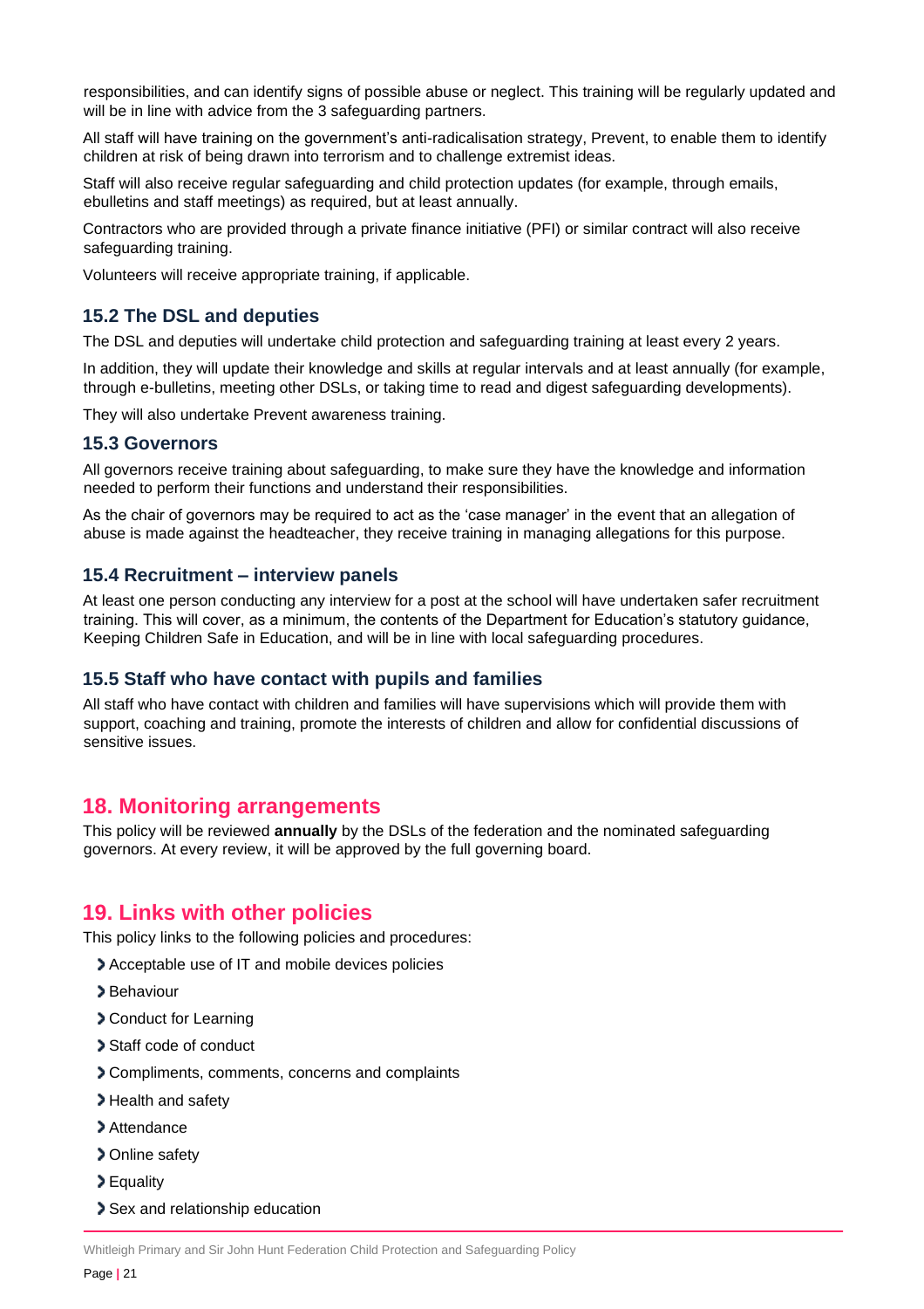responsibilities, and can identify signs of possible abuse or neglect. This training will be regularly updated and will be in line with advice from the 3 safeguarding partners.

All staff will have training on the government's anti-radicalisation strategy, Prevent, to enable them to identify children at risk of being drawn into terrorism and to challenge extremist ideas.

Staff will also receive regular safeguarding and child protection updates (for example, through emails, ebulletins and staff meetings) as required, but at least annually.

Contractors who are provided through a private finance initiative (PFI) or similar contract will also receive safeguarding training.

Volunteers will receive appropriate training, if applicable.

### 15.2 The DSL and deputies

The DSL and deputies will undertake child protection and safeguarding training at least every 2 years.

In addition, they will update their knowledge and skills at regular intervals and at least annually (for example, through e-bulletins, meeting other DSLs, or taking time to read and digest safeguarding developments).

They will also undertake Prevent awareness training.

### 15.3 Governors

All governors receive training about safeguarding, to make sure they have the knowledge and information needed to perform their functions and understand their responsibilities.

As the chair of governors may be required to act as the 'case manager' in the event that an allegation of abuse is made against the headteacher, they receive training in managing allegations for this purpose.

### 15.4 Recruitment – interview panels

At least one person conducting any interview for a post at the school will have undertaken safer recruitment training. This will cover, as a minimum, the contents of the Department for Education's statutory guidance, Keeping Children Safe in Education, and will be in line with local safeguarding procedures.

### 15.5 Staff who have contact with pupils and families

All staff who have contact with children and families will have supervisions which will provide them with support, coaching and training, promote the interests of children and allow for confidential discussions of sensitive issues.

## 18. Monitoring arrangements

This policy will be reviewed **annually** by the DSLs of the federation and the nominated safeguarding governors. At every review, it will be approved by the full governing board.

## 19. Links with other policies

This policy links to the following policies and procedures:

- Acceptable use of IT and mobile devices policies
- Behaviour
- Conduct for Learning
- Staff code of conduct
- Compliments, comments, concerns and complaints
- Health and safety
- Attendance
- Online safety
- Equality
- Sex and relationship education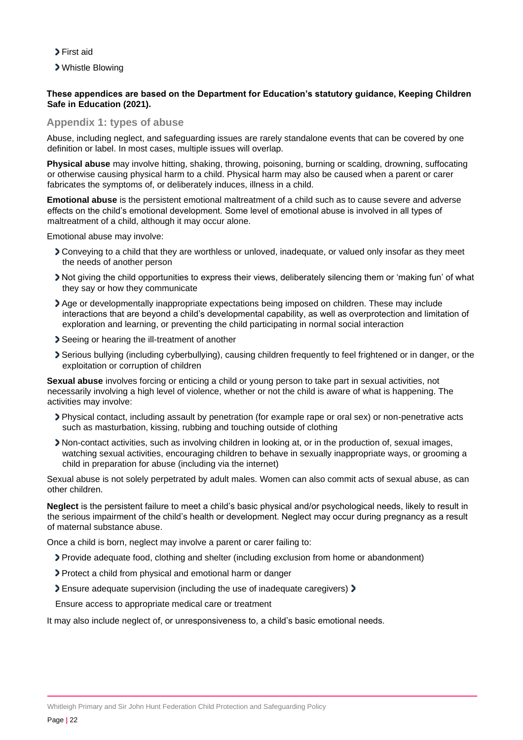- First aid
- Whistle Blowing

**These appendices are based on the Department for Education's statutory guidance, Keeping Children Safe in Education (2021).**

## Appendix 1: types of abuse

Abuse, including neglect, and safeguarding issues are rarely standalone events that can be covered by one definition or label. In most cases, multiple issues will overlap.

**Physical abuse** may involve hitting, shaking, throwing, poisoning, burning or scalding, drowning, suffocating or otherwise causing physical harm to a child. Physical harm may also be caused when a parent or carer fabricates the symptoms of, or deliberately induces, illness in a child.

**Emotional abuse** is the persistent emotional maltreatment of a child such as to cause severe and adverse effects on the child's emotional development. Some level of emotional abuse is involved in all types of maltreatment of a child, although it may occur alone.

Emotional abuse may involve:

- Conveying to a child that they are worthless or unloved, inadequate, or valued only insofar as they meet the needs of another person
- Not giving the child opportunities to express their views, deliberately silencing them or 'making fun' of what they say or how they communicate
- Age or developmentally inappropriate expectations being imposed on children. These may include interactions that are beyond a child's developmental capability, as well as overprotection and limitation of exploration and learning, or preventing the child participating in normal social interaction
- Seeing or hearing the ill-treatment of another
- Serious bullying (including cyberbullying), causing children frequently to feel frightened or in danger, or the exploitation or corruption of children

**Sexual abuse** involves forcing or enticing a child or young person to take part in sexual activities, not necessarily involving a high level of violence, whether or not the child is aware of what is happening. The activities may involve:

- Physical contact, including assault by penetration (for example rape or oral sex) or non-penetrative acts such as masturbation, kissing, rubbing and touching outside of clothing
- Non-contact activities, such as involving children in looking at, or in the production of, sexual images, watching sexual activities, encouraging children to behave in sexually inappropriate ways, or grooming a child in preparation for abuse (including via the internet)

Sexual abuse is not solely perpetrated by adult males. Women can also commit acts of sexual abuse, as can other children.

**Neglect** is the persistent failure to meet a child's basic physical and/or psychological needs, likely to result in the serious impairment of the child's health or development. Neglect may occur during pregnancy as a result of maternal substance abuse.

Once a child is born, neglect may involve a parent or carer failing to:

- Provide adequate food, clothing and shelter (including exclusion from home or abandonment)
- Protect a child from physical and emotional harm or danger
- Ensure adequate supervision (including the use of inadequate caregivers)
- Ensure access to appropriate medical care or treatment

It may also include neglect of, or unresponsiveness to, a child's basic emotional needs.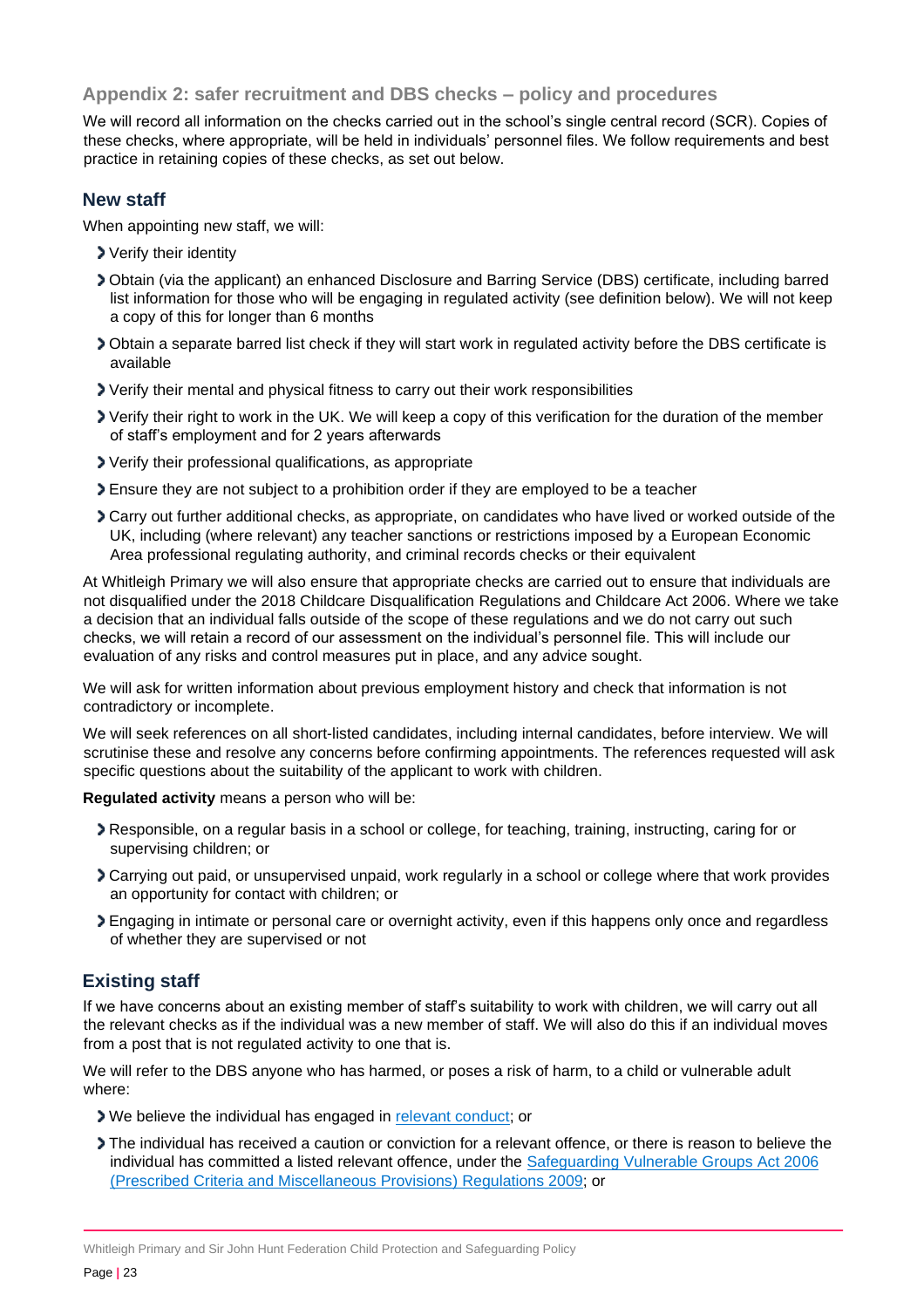## Appendix 2: safer recruitment and DBS checks – policy and procedures

We will record all information on the checks carried out in the school's single central record (SCR). Copies of these checks, where appropriate, will be held in individuals' personnel files. We follow requirements and best practice in retaining copies of these checks, as set out below.

### New staff

When appointing new staff, we will:

- Verify their identity
- Obtain (via the applicant) an enhanced Disclosure and Barring Service (DBS) certificate, including barred list information for those who will be engaging in regulated activity (see definition below). We will not keep a copy of this for longer than 6 months
- Obtain a separate barred list check if they will start work in regulated activity before the DBS certificate is available
- Verify their mental and physical fitness to carry out their work responsibilities
- Verify their right to work in the UK. We will keep a copy of this verification for the duration of the member of staff's employment and for 2 years afterwards
- Verify their professional qualifications, as appropriate
- Ensure they are not subject to a prohibition order if they are employed to be a teacher
- Carry out further additional checks, as appropriate, on candidates who have lived or worked outside of the UK, including (where relevant) any teacher sanctions or restrictions imposed by a European Economic Area professional regulating authority, and criminal records checks or their equivalent

At Whitleigh Primary we will also ensure that appropriate checks are carried out to ensure that individuals are not disqualified under the 2018 Childcare Disqualification Regulations and Childcare Act 2006. Where we take a decision that an individual falls outside of the scope of these regulations and we do not carry out such checks, we will retain a record of our assessment on the individual's personnel file. This will include our evaluation of any risks and control measures put in place, and any advice sought.

We will ask for written information about previous employment history and check that information is not contradictory or incomplete.

We will seek references on all short-listed candidates, including internal candidates, before interview. We will scrutinise these and resolve any concerns before confirming appointments. The references requested will ask specific questions about the suitability of the applicant to work with children.

**Regulated activity** means a person who will be:

- Responsible, on a regular basis in a school or college, for teaching, training, instructing, caring for or supervising children; or
- Carrying out paid, or unsupervised unpaid, work regularly in a school or college where that work provides an opportunity for contact with children; or
- Engaging in intimate or personal care or overnight activity, even if this happens only once and regardless of whether they are supervised or not

### Existing staff

If we have concerns about an existing member of staff's suitability to work with children, we will carry out all the relevant checks as if the individual was a new member of staff. We will also do this if an individual moves from a post that is not regulated activity to one that is.

We will refer to the DBS anyone who has harmed, or poses a risk of harm, to a child or vulnerable adult where:

- We believe the individual has engaged in [relevant conduct]; or
- The individual has received a caution or conviction for a relevant offence, or there is reason to believe the individual has committed a listed relevant offence, under the [Safeguarding Vulnerable Groups Act 2006 (Prescribed Criteria and Miscellaneous Provisions) Regulations 2009]; or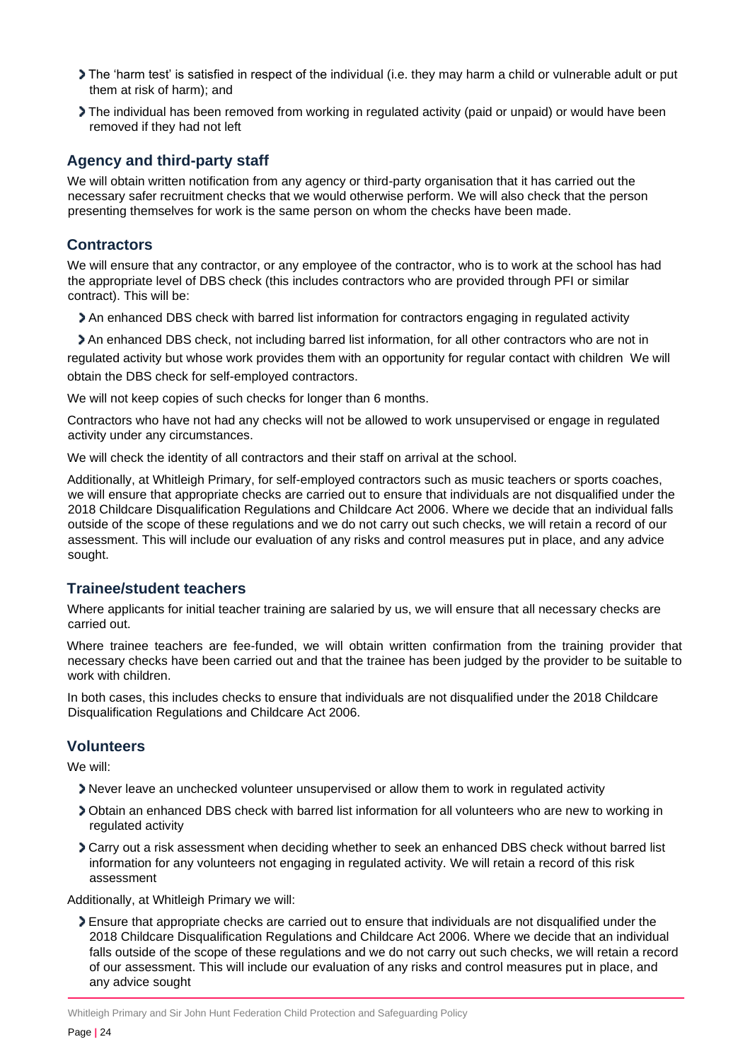- The 'harm test' is satisfied in respect of the individual (i.e. they may harm a child or vulnerable adult or put them at risk of harm); and
- The individual has been removed from working in regulated activity (paid or unpaid) or would have been removed if they had not left

### Agency and third-party staff

We will obtain written notification from any agency or third-party organisation that it has carried out the necessary safer recruitment checks that we would otherwise perform. We will also check that the person presenting themselves for work is the same person on whom the checks have been made.

### Contractors

We will ensure that any contractor, or any employee of the contractor, who is to work at the school has had the appropriate level of DBS check (this includes contractors who are provided through PFI or similar contract). This will be:

- An enhanced DBS check with barred list information for contractors engaging in regulated activity
- An enhanced DBS check, not including barred list information, for all other contractors who are not in regulated activity but whose work provides them with an opportunity for regular contact with children We will obtain the DBS check for self-employed contractors.

We will not keep copies of such checks for longer than 6 months.

Contractors who have not had any checks will not be allowed to work unsupervised or engage in regulated activity under any circumstances.

We will check the identity of all contractors and their staff on arrival at the school.

Additionally, at Whitleigh Primary, for self-employed contractors such as music teachers or sports coaches, we will ensure that appropriate checks are carried out to ensure that individuals are not disqualified under the 2018 Childcare Disqualification Regulations and Childcare Act 2006. Where we decide that an individual falls outside of the scope of these regulations and we do not carry out such checks, we will retain a record of our assessment. This will include our evaluation of any risks and control measures put in place, and any advice sought.

### Trainee/student teachers

Where applicants for initial teacher training are salaried by us, we will ensure that all necessary checks are carried out.

Where trainee teachers are fee-funded, we will obtain written confirmation from the training provider that necessary checks have been carried out and that the trainee has been judged by the provider to be suitable to work with children.

In both cases, this includes checks to ensure that individuals are not disqualified under the 2018 Childcare Disqualification Regulations and Childcare Act 2006.

### Volunteers

We will:

- Never leave an unchecked volunteer unsupervised or allow them to work in regulated activity
- Obtain an enhanced DBS check with barred list information for all volunteers who are new to working in regulated activity
- Carry out a risk assessment when deciding whether to seek an enhanced DBS check without barred list information for any volunteers not engaging in regulated activity. We will retain a record of this risk assessment

Additionally, at Whitleigh Primary we will:

- Ensure that appropriate checks are carried out to ensure that individuals are not disqualified under the 2018 Childcare Disqualification Regulations and Childcare Act 2006. Where we decide that an individual falls outside of the scope of these regulations and we do not carry out such checks, we will retain a record of our assessment. This will include our evaluation of any risks and control measures put in place, and any advice sought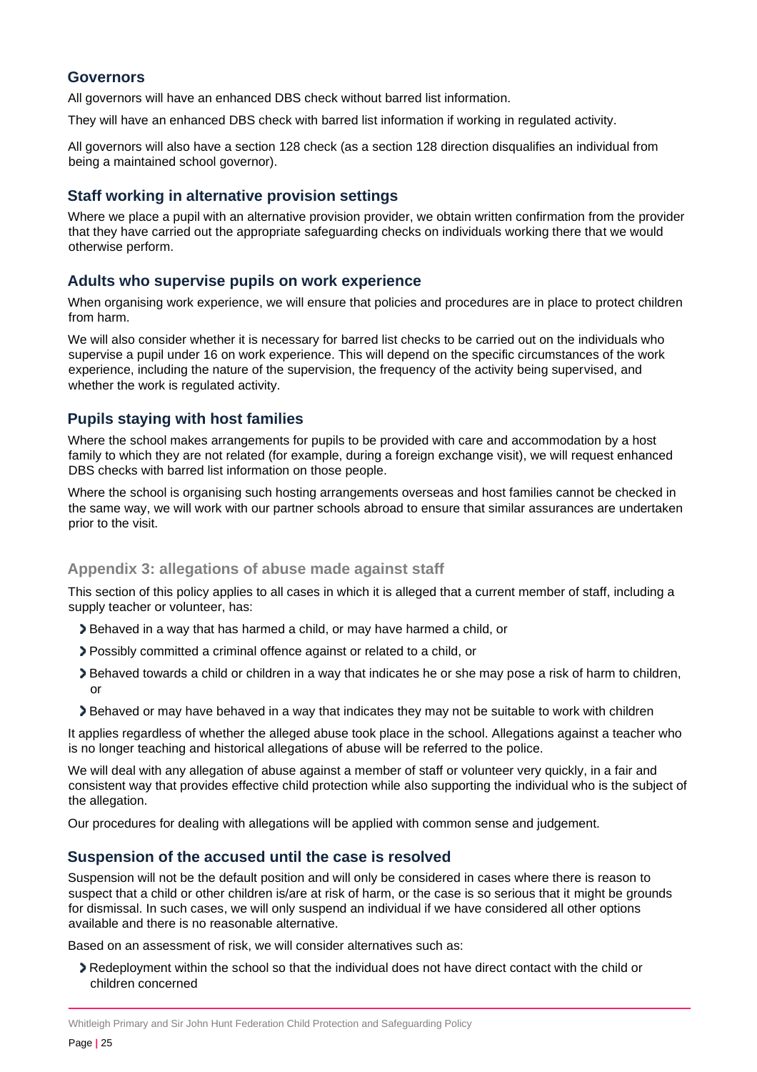### Governors

All governors will have an enhanced DBS check without barred list information.

They will have an enhanced DBS check with barred list information if working in regulated activity.

All governors will also have a section 128 check (as a section 128 direction disqualifies an individual from being a maintained school governor).

### Staff working in alternative provision settings

Where we place a pupil with an alternative provision provider, we obtain written confirmation from the provider that they have carried out the appropriate safeguarding checks on individuals working there that we would otherwise perform.

### Adults who supervise pupils on work experience

When organising work experience, we will ensure that policies and procedures are in place to protect children from harm.

We will also consider whether it is necessary for barred list checks to be carried out on the individuals who supervise a pupil under 16 on work experience. This will depend on the specific circumstances of the work experience, including the nature of the supervision, the frequency of the activity being supervised, and whether the work is regulated activity.

### Pupils staying with host families

Where the school makes arrangements for pupils to be provided with care and accommodation by a host family to which they are not related (for example, during a foreign exchange visit), we will request enhanced DBS checks with barred list information on those people.

Where the school is organising such hosting arrangements overseas and host families cannot be checked in the same way, we will work with our partner schools abroad to ensure that similar assurances are undertaken prior to the visit.

## Appendix 3: allegations of abuse made against staff

This section of this policy applies to all cases in which it is alleged that a current member of staff, including a supply teacher or volunteer, has:

- Behaved in a way that has harmed a child, or may have harmed a child, or
- Possibly committed a criminal offence against or related to a child, or
- Behaved towards a child or children in a way that indicates he or she may pose a risk of harm to children, or
- Behaved or may have behaved in a way that indicates they may not be suitable to work with children

It applies regardless of whether the alleged abuse took place in the school. Allegations against a teacher who is no longer teaching and historical allegations of abuse will be referred to the police.

We will deal with any allegation of abuse against a member of staff or volunteer very quickly, in a fair and consistent way that provides effective child protection while also supporting the individual who is the subject of the allegation.

Our procedures for dealing with allegations will be applied with common sense and judgement.

### Suspension of the accused until the case is resolved

Suspension will not be the default position and will only be considered in cases where there is reason to suspect that a child or other children is/are at risk of harm, or the case is so serious that it might be grounds for dismissal. In such cases, we will only suspend an individual if we have considered all other options available and there is no reasonable alternative.

Based on an assessment of risk, we will consider alternatives such as:

- Redeployment within the school so that the individual does not have direct contact with the child or children concerned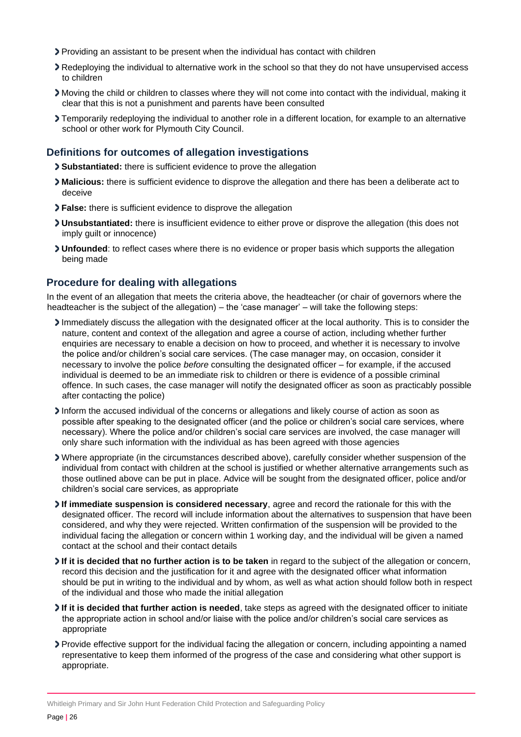- Providing an assistant to be present when the individual has contact with children
- Redeploying the individual to alternative work in the school so that they do not have unsupervised access to children
- Moving the child or children to classes where they will not come into contact with the individual, making it clear that this is not a punishment and parents have been consulted
- Temporarily redeploying the individual to another role in a different location, for example to an alternative school or other work for Plymouth City Council.

### Definitions for outcomes of allegation investigations

- **Substantiated:** there is sufficient evidence to prove the allegation
- **Malicious:** there is sufficient evidence to disprove the allegation and there has been a deliberate act to deceive
- **False:** there is sufficient evidence to disprove the allegation
- **Unsubstantiated:** there is insufficient evidence to either prove or disprove the allegation (this does not imply guilt or innocence)
- **Unfounded**: to reflect cases where there is no evidence or proper basis which supports the allegation being made

### Procedure for dealing with allegations

In the event of an allegation that meets the criteria above, the headteacher (or chair of governors where the headteacher is the subject of the allegation) – the 'case manager' – will take the following steps:

- Immediately discuss the allegation with the designated officer at the local authority. This is to consider the nature, content and context of the allegation and agree a course of action, including whether further enquiries are necessary to enable a decision on how to proceed, and whether it is necessary to involve the police and/or children's social care services. (The case manager may, on occasion, consider it necessary to involve the police *before* consulting the designated officer – for example, if the accused individual is deemed to be an immediate risk to children or there is evidence of a possible criminal offence. In such cases, the case manager will notify the designated officer as soon as practicably possible after contacting the police)
- Inform the accused individual of the concerns or allegations and likely course of action as soon as possible after speaking to the designated officer (and the police or children's social care services, where necessary). Where the police and/or children's social care services are involved, the case manager will only share such information with the individual as has been agreed with those agencies
- Where appropriate (in the circumstances described above), carefully consider whether suspension of the individual from contact with children at the school is justified or whether alternative arrangements such as those outlined above can be put in place. Advice will be sought from the designated officer, police and/or children's social care services, as appropriate
- **If immediate suspension is considered necessary**, agree and record the rationale for this with the designated officer. The record will include information about the alternatives to suspension that have been considered, and why they were rejected. Written confirmation of the suspension will be provided to the individual facing the allegation or concern within 1 working day, and the individual will be given a named contact at the school and their contact details
- **If it is decided that no further action is to be taken** in regard to the subject of the allegation or concern, record this decision and the justification for it and agree with the designated officer what information should be put in writing to the individual and by whom, as well as what action should follow both in respect of the individual and those who made the initial allegation
- **If it is decided that further action is needed**, take steps as agreed with the designated officer to initiate the appropriate action in school and/or liaise with the police and/or children's social care services as appropriate
- Provide effective support for the individual facing the allegation or concern, including appointing a named representative to keep them informed of the progress of the case and considering what other support is appropriate.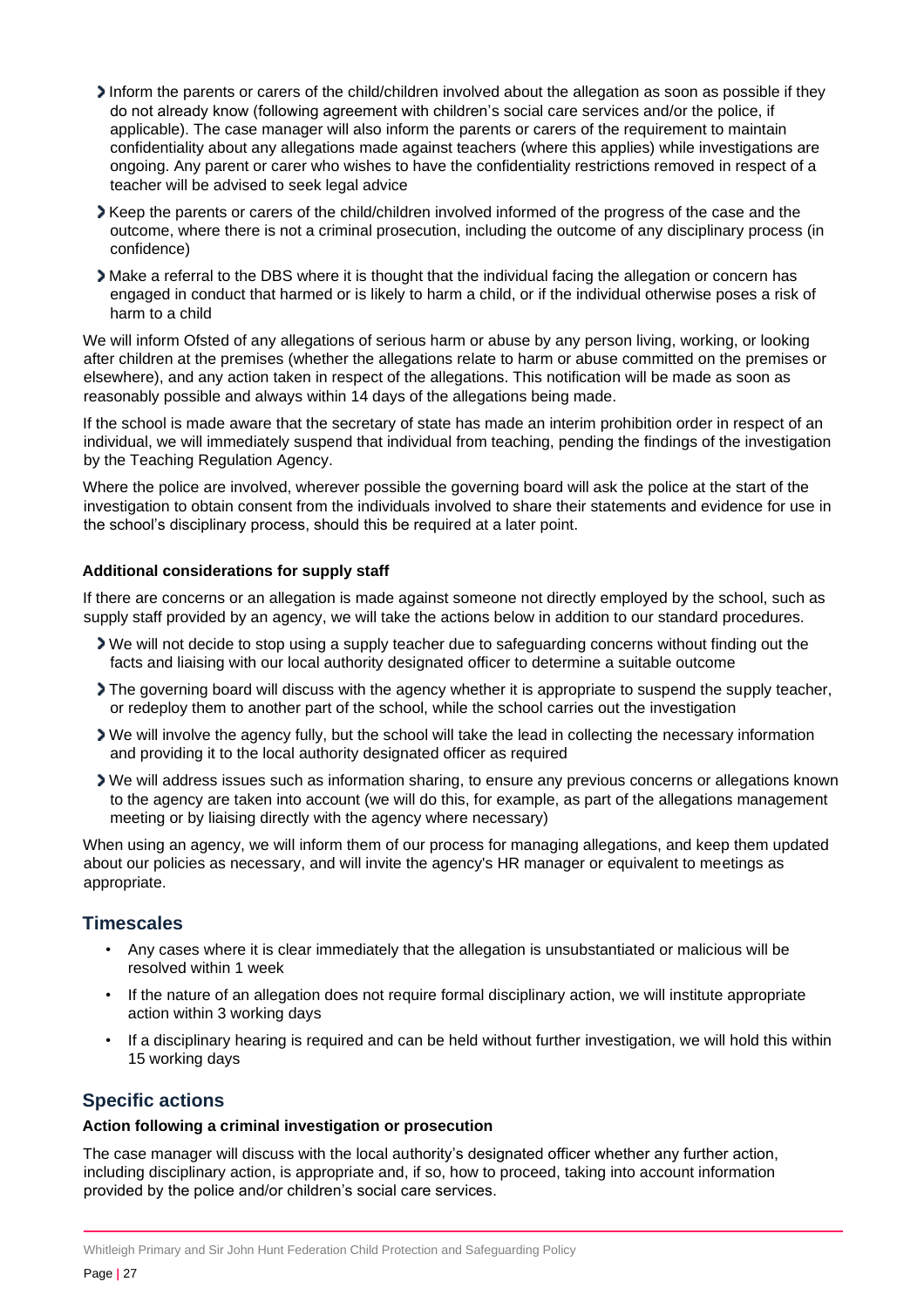- Inform the parents or carers of the child/children involved about the allegation as soon as possible if they do not already know (following agreement with children's social care services and/or the police, if applicable). The case manager will also inform the parents or carers of the requirement to maintain confidentiality about any allegations made against teachers (where this applies) while investigations are ongoing. Any parent or carer who wishes to have the confidentiality restrictions removed in respect of a teacher will be advised to seek legal advice
- Keep the parents or carers of the child/children involved informed of the progress of the case and the outcome, where there is not a criminal prosecution, including the outcome of any disciplinary process (in confidence)
- Make a referral to the DBS where it is thought that the individual facing the allegation or concern has engaged in conduct that harmed or is likely to harm a child, or if the individual otherwise poses a risk of harm to a child

We will inform Ofsted of any allegations of serious harm or abuse by any person living, working, or looking after children at the premises (whether the allegations relate to harm or abuse committed on the premises or elsewhere), and any action taken in respect of the allegations. This notification will be made as soon as reasonably possible and always within 14 days of the allegations being made.

If the school is made aware that the secretary of state has made an interim prohibition order in respect of an individual, we will immediately suspend that individual from teaching, pending the findings of the investigation by the Teaching Regulation Agency.

Where the police are involved, wherever possible the governing board will ask the police at the start of the investigation to obtain consent from the individuals involved to share their statements and evidence for use in the school's disciplinary process, should this be required at a later point.

#### Additional considerations for supply staff

If there are concerns or an allegation is made against someone not directly employed by the school, such as supply staff provided by an agency, we will take the actions below in addition to our standard procedures.

- We will not decide to stop using a supply teacher due to safeguarding concerns without finding out the facts and liaising with our local authority designated officer to determine a suitable outcome
- The governing board will discuss with the agency whether it is appropriate to suspend the supply teacher, or redeploy them to another part of the school, while the school carries out the investigation
- We will involve the agency fully, but the school will take the lead in collecting the necessary information and providing it to the local authority designated officer as required
- We will address issues such as information sharing, to ensure any previous concerns or allegations known to the agency are taken into account (we will do this, for example, as part of the allegations management meeting or by liaising directly with the agency where necessary)

When using an agency, we will inform them of our process for managing allegations, and keep them updated about our policies as necessary, and will invite the agency's HR manager or equivalent to meetings as appropriate.

### Timescales

- Any cases where it is clear immediately that the allegation is unsubstantiated or malicious will be resolved within 1 week
- If the nature of an allegation does not require formal disciplinary action, we will institute appropriate action within 3 working days
- If a disciplinary hearing is required and can be held without further investigation, we will hold this within 15 working days

### Specific actions

#### Action following a criminal investigation or prosecution

The case manager will discuss with the local authority's designated officer whether any further action, including disciplinary action, is appropriate and, if so, how to proceed, taking into account information provided by the police and/or children's social care services.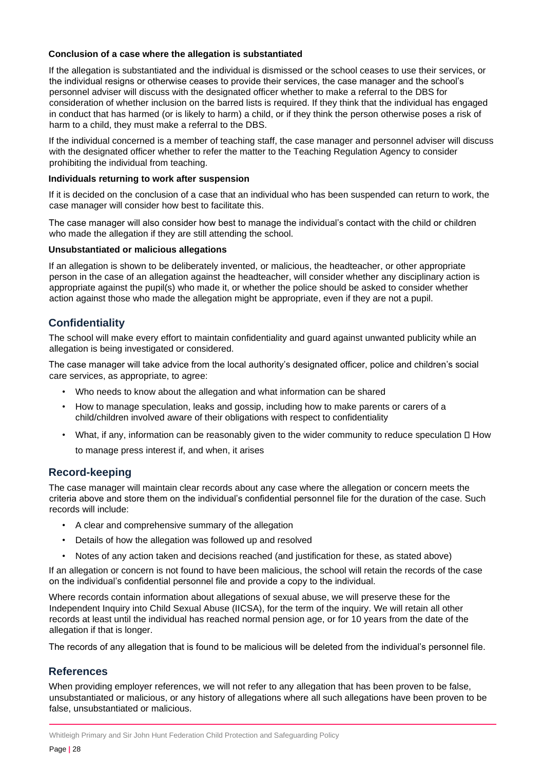#### Conclusion of a case where the allegation is substantiated

If the allegation is substantiated and the individual is dismissed or the school ceases to use their services, or the individual resigns or otherwise ceases to provide their services, the case manager and the school's personnel adviser will discuss with the designated officer whether to make a referral to the DBS for consideration of whether inclusion on the barred lists is required. If they think that the individual has engaged in conduct that has harmed (or is likely to harm) a child, or if they think the person otherwise poses a risk of harm to a child, they must make a referral to the DBS.

If the individual concerned is a member of teaching staff, the case manager and personnel adviser will discuss with the designated officer whether to refer the matter to the Teaching Regulation Agency to consider prohibiting the individual from teaching.

#### Individuals returning to work after suspension

If it is decided on the conclusion of a case that an individual who has been suspended can return to work, the case manager will consider how best to facilitate this.

The case manager will also consider how best to manage the individual's contact with the child or children who made the allegation if they are still attending the school.

#### Unsubstantiated or malicious allegations

If an allegation is shown to be deliberately invented, or malicious, the headteacher, or other appropriate person in the case of an allegation against the headteacher, will consider whether any disciplinary action is appropriate against the pupil(s) who made it, or whether the police should be asked to consider whether action against those who made the allegation might be appropriate, even if they are not a pupil.

## Confidentiality

The school will make every effort to maintain confidentiality and guard against unwanted publicity while an allegation is being investigated or considered.

The case manager will take advice from the local authority's designated officer, police and children's social care services, as appropriate, to agree:

- Who needs to know about the allegation and what information can be shared
- How to manage speculation, leaks and gossip, including how to make parents or carers of a child/children involved aware of their obligations with respect to confidentiality
- What, if any, information can be reasonably given to the wider community to reduce speculation  How to manage press interest if, and when, it arises

## Record-keeping

The case manager will maintain clear records about any case where the allegation or concern meets the criteria above and store them on the individual's confidential personnel file for the duration of the case. Such records will include:

- A clear and comprehensive summary of the allegation
- Details of how the allegation was followed up and resolved
- Notes of any action taken and decisions reached (and justification for these, as stated above)

If an allegation or concern is not found to have been malicious, the school will retain the records of the case on the individual's confidential personnel file and provide a copy to the individual.

Where records contain information about allegations of sexual abuse, we will preserve these for the Independent Inquiry into Child Sexual Abuse (IICSA), for the term of the inquiry. We will retain all other records at least until the individual has reached normal pension age, or for 10 years from the date of the allegation if that is longer.

The records of any allegation that is found to be malicious will be deleted from the individual's personnel file.

## References

When providing employer references, we will not refer to any allegation that has been proven to be false, unsubstantiated or malicious, or any history of allegations where all such allegations have been proven to be false, unsubstantiated or malicious.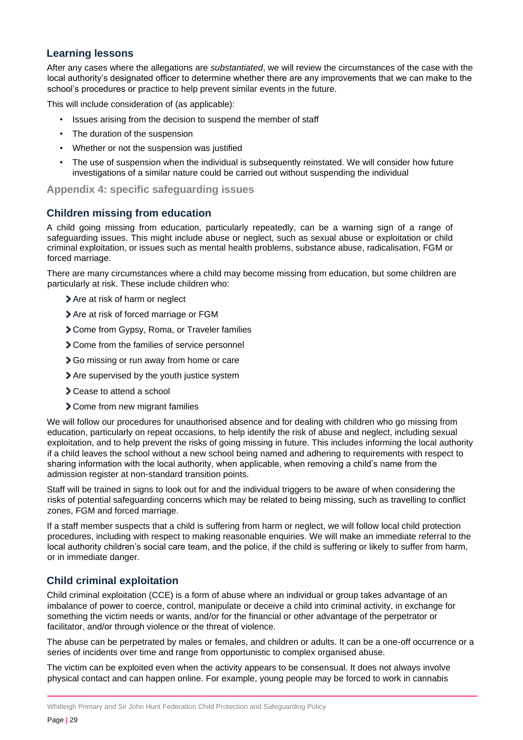### Learning lessons

After any cases where the allegations are *substantiated*, we will review the circumstances of the case with the local authority's designated officer to determine whether there are any improvements that we can make to the school's procedures or practice to help prevent similar events in the future.

This will include consideration of (as applicable):

- Issues arising from the decision to suspend the member of staff
- The duration of the suspension
- Whether or not the suspension was justified
- The use of suspension when the individual is subsequently reinstated. We will consider how future investigations of a similar nature could be carried out without suspending the individual

## Appendix 4: specific safeguarding issues

### Children missing from education

A child going missing from education, particularly repeatedly, can be a warning sign of a range of safeguarding issues. This might include abuse or neglect, such as sexual abuse or exploitation or child criminal exploitation, or issues such as mental health problems, substance abuse, radicalisation, FGM or forced marriage.

There are many circumstances where a child may become missing from education, but some children are particularly at risk. These include children who:

- Are at risk of harm or neglect
- Are at risk of forced marriage or FGM
- Come from Gypsy, Roma, or Traveler families
- Come from the families of service personnel
- Go missing or run away from home or care
- Are supervised by the youth justice system
- Cease to attend a school
- Come from new migrant families

We will follow our procedures for unauthorised absence and for dealing with children who go missing from education, particularly on repeat occasions, to help identify the risk of abuse and neglect, including sexual exploitation, and to help prevent the risks of going missing in future. This includes informing the local authority if a child leaves the school without a new school being named and adhering to requirements with respect to sharing information with the local authority, when applicable, when removing a child's name from the admission register at non-standard transition points.

Staff will be trained in signs to look out for and the individual triggers to be aware of when considering the risks of potential safeguarding concerns which may be related to being missing, such as travelling to conflict zones, FGM and forced marriage.

If a staff member suspects that a child is suffering from harm or neglect, we will follow local child protection procedures, including with respect to making reasonable enquiries. We will make an immediate referral to the local authority children's social care team, and the police, if the child is suffering or likely to suffer from harm, or in immediate danger.

### Child criminal exploitation

Child criminal exploitation (CCE) is a form of abuse where an individual or group takes advantage of an imbalance of power to coerce, control, manipulate or deceive a child into criminal activity, in exchange for something the victim needs or wants, and/or for the financial or other advantage of the perpetrator or facilitator, and/or through violence or the threat of violence.

The abuse can be perpetrated by males or females, and children or adults. It can be a one-off occurrence or a series of incidents over time and range from opportunistic to complex organised abuse.

The victim can be exploited even when the activity appears to be consensual. It does not always involve physical contact and can happen online. For example, young people may be forced to work in cannabis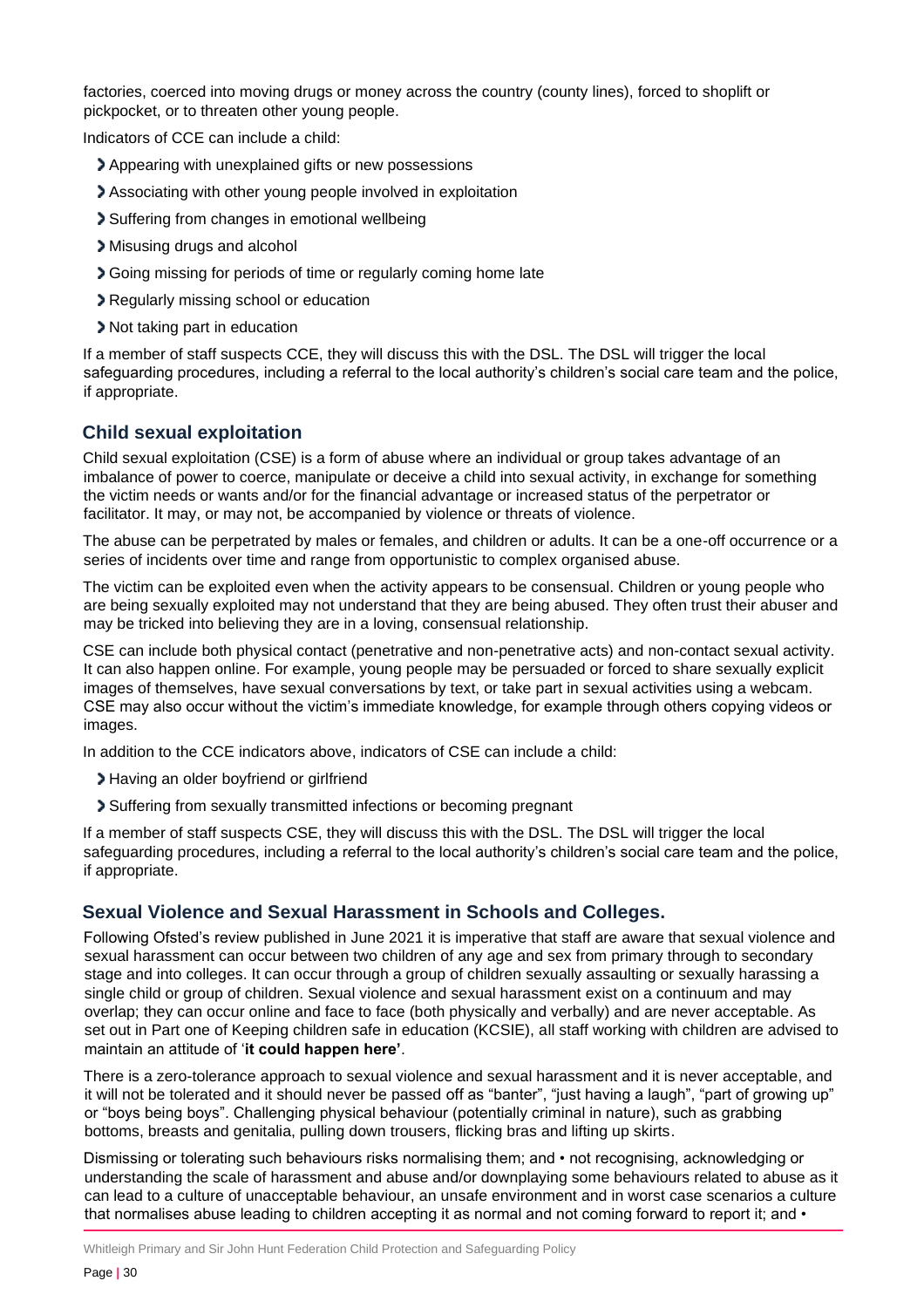factories, coerced into moving drugs or money across the country (county lines), forced to shoplift or pickpocket, or to threaten other young people.

Indicators of CCE can include a child:

- Appearing with unexplained gifts or new possessions
- Associating with other young people involved in exploitation
- Suffering from changes in emotional wellbeing
- Misusing drugs and alcohol
- Going missing for periods of time or regularly coming home late
- Regularly missing school or education
- Not taking part in education

If a member of staff suspects CCE, they will discuss this with the DSL. The DSL will trigger the local safeguarding procedures, including a referral to the local authority's children's social care team and the police, if appropriate.

### Child sexual exploitation

Child sexual exploitation (CSE) is a form of abuse where an individual or group takes advantage of an imbalance of power to coerce, manipulate or deceive a child into sexual activity, in exchange for something the victim needs or wants and/or for the financial advantage or increased status of the perpetrator or facilitator. It may, or may not, be accompanied by violence or threats of violence.

The abuse can be perpetrated by males or females, and children or adults. It can be a one-off occurrence or a series of incidents over time and range from opportunistic to complex organised abuse.

The victim can be exploited even when the activity appears to be consensual. Children or young people who are being sexually exploited may not understand that they are being abused. They often trust their abuser and may be tricked into believing they are in a loving, consensual relationship.

CSE can include both physical contact (penetrative and non-penetrative acts) and non-contact sexual activity. It can also happen online. For example, young people may be persuaded or forced to share sexually explicit images of themselves, have sexual conversations by text, or take part in sexual activities using a webcam. CSE may also occur without the victim's immediate knowledge, for example through others copying videos or images.

In addition to the CCE indicators above, indicators of CSE can include a child:

- Having an older boyfriend or girlfriend
- Suffering from sexually transmitted infections or becoming pregnant

If a member of staff suspects CSE, they will discuss this with the DSL. The DSL will trigger the local safeguarding procedures, including a referral to the local authority's children's social care team and the police, if appropriate.

### Sexual Violence and Sexual Harassment in Schools and Colleges.

Following Ofsted's review published in June 2021 it is imperative that staff are aware that sexual violence and sexual harassment can occur between two children of any age and sex from primary through to secondary stage and into colleges. It can occur through a group of children sexually assaulting or sexually harassing a single child or group of children. Sexual violence and sexual harassment exist on a continuum and may overlap; they can occur online and face to face (both physically and verbally) and are never acceptable. As set out in Part one of Keeping children safe in education (KCSIE), all staff working with children are advised to maintain an attitude of '**it could happen here'**.

There is a zero-tolerance approach to sexual violence and sexual harassment and it is never acceptable, and it will not be tolerated and it should never be passed off as "banter", "just having a laugh", "part of growing up" or "boys being boys". Challenging physical behaviour (potentially criminal in nature), such as grabbing bottoms, breasts and genitalia, pulling down trousers, flicking bras and lifting up skirts.

Dismissing or tolerating such behaviours risks normalising them; and • not recognising, acknowledging or understanding the scale of harassment and abuse and/or downplaying some behaviours related to abuse as it can lead to a culture of unacceptable behaviour, an unsafe environment and in worst case scenarios a culture that normalises abuse leading to children accepting it as normal and not coming forward to report it; and •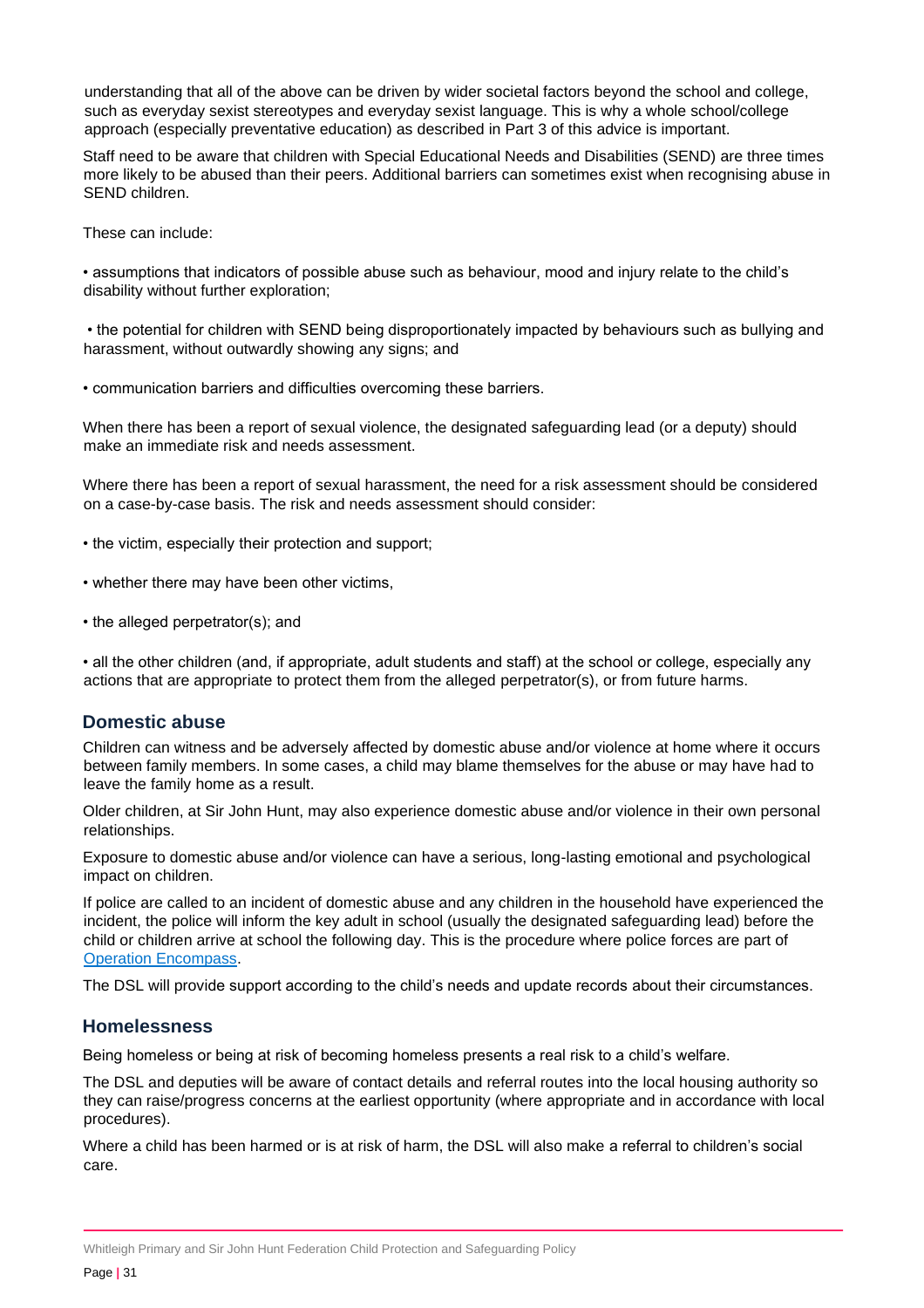understanding that all of the above can be driven by wider societal factors beyond the school and college, such as everyday sexist stereotypes and everyday sexist language. This is why a whole school/college approach (especially preventative education) as described in Part 3 of this advice is important.

Staff need to be aware that children with Special Educational Needs and Disabilities (SEND) are three times more likely to be abused than their peers. Additional barriers can sometimes exist when recognising abuse in SEND children.

These can include:

- assumptions that indicators of possible abuse such as behaviour, mood and injury relate to the child's disability without further exploration;
- the potential for children with SEND being disproportionately impacted by behaviours such as bullying and harassment, without outwardly showing any signs; and
- communication barriers and difficulties overcoming these barriers.

When there has been a report of sexual violence, the designated safeguarding lead (or a deputy) should make an immediate risk and needs assessment.

Where there has been a report of sexual harassment, the need for a risk assessment should be considered on a case-by-case basis. The risk and needs assessment should consider:

- the victim, especially their protection and support;
- whether there may have been other victims,
- the alleged perpetrator(s); and
- all the other children (and, if appropriate, adult students and staff) at the school or college, especially any actions that are appropriate to protect them from the alleged perpetrator(s), or from future harms.

## Domestic abuse

Children can witness and be adversely affected by domestic abuse and/or violence at home where it occurs between family members. In some cases, a child may blame themselves for the abuse or may have had to leave the family home as a result.

Older children, at Sir John Hunt, may also experience domestic abuse and/or violence in their own personal relationships.

Exposure to domestic abuse and/or violence can have a serious, long-lasting emotional and psychological impact on children.

If police are called to an incident of domestic abuse and any children in the household have experienced the incident, the police will inform the key adult in school (usually the designated safeguarding lead) before the child or children arrive at school the following day. This is the procedure where police forces are part of Operation Encompass.

The DSL will provide support according to the child's needs and update records about their circumstances.

## Homelessness

Being homeless or being at risk of becoming homeless presents a real risk to a child's welfare.

The DSL and deputies will be aware of contact details and referral routes into the local housing authority so they can raise/progress concerns at the earliest opportunity (where appropriate and in accordance with local procedures).

Where a child has been harmed or is at risk of harm, the DSL will also make a referral to children's social care.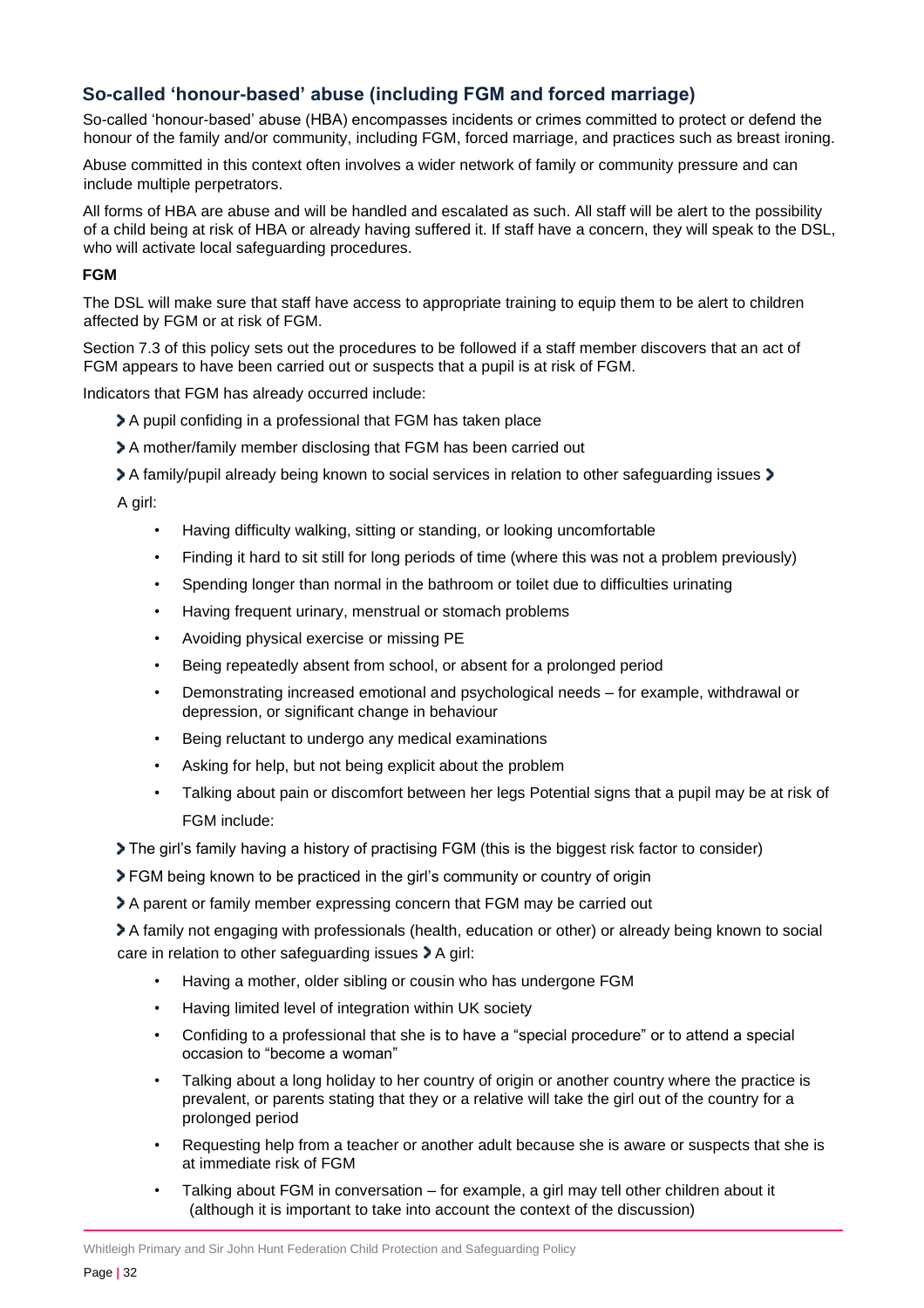## So-called 'honour-based' abuse (including FGM and forced marriage)

So-called 'honour-based' abuse (HBA) encompasses incidents or crimes committed to protect or defend the honour of the family and/or community, including FGM, forced marriage, and practices such as breast ironing.

Abuse committed in this context often involves a wider network of family or community pressure and can include multiple perpetrators.

All forms of HBA are abuse and will be handled and escalated as such. All staff will be alert to the possibility of a child being at risk of HBA or already having suffered it. If staff have a concern, they will speak to the DSL, who will activate local safeguarding procedures.

### FGM

The DSL will make sure that staff have access to appropriate training to equip them to be alert to children affected by FGM or at risk of FGM.

Section 7.3 of this policy sets out the procedures to be followed if a staff member discovers that an act of FGM appears to have been carried out or suspects that a pupil is at risk of FGM.

Indicators that FGM has already occurred include:

- A pupil confiding in a professional that FGM has taken place
- A mother/family member disclosing that FGM has been carried out
- A family/pupil already being known to social services in relation to other safeguarding issues
- A girl:
  - Having difficulty walking, sitting or standing, or looking uncomfortable
  - Finding it hard to sit still for long periods of time (where this was not a problem previously)
  - Spending longer than normal in the bathroom or toilet due to difficulties urinating
  - Having frequent urinary, menstrual or stomach problems
  - Avoiding physical exercise or missing PE
  - Being repeatedly absent from school, or absent for a prolonged period
  - Demonstrating increased emotional and psychological needs – for example, withdrawal or depression, or significant change in behaviour
  - Being reluctant to undergo any medical examinations
  - Asking for help, but not being explicit about the problem
  - Talking about pain or discomfort between her legs

Potential signs that a pupil may be at risk of FGM include:

- The girl's family having a history of practising FGM (this is the biggest risk factor to consider)
- FGM being known to be practiced in the girl's community or country of origin
- A parent or family member expressing concern that FGM may be carried out
- A family not engaging with professionals (health, education or other) or already being known to social care in relation to other safeguarding issues
- A girl:
  - Having a mother, older sibling or cousin who has undergone FGM
  - Having limited level of integration within UK society
  - Confiding to a professional that she is to have a "special procedure" or to attend a special occasion to "become a woman"
  - Talking about a long holiday to her country of origin or another country where the practice is prevalent, or parents stating that they or a relative will take the girl out of the country for a prolonged period
  - Requesting help from a teacher or another adult because she is aware or suspects that she is at immediate risk of FGM
  - Talking about FGM in conversation – for example, a girl may tell other children about it (although it is important to take into account the context of the discussion)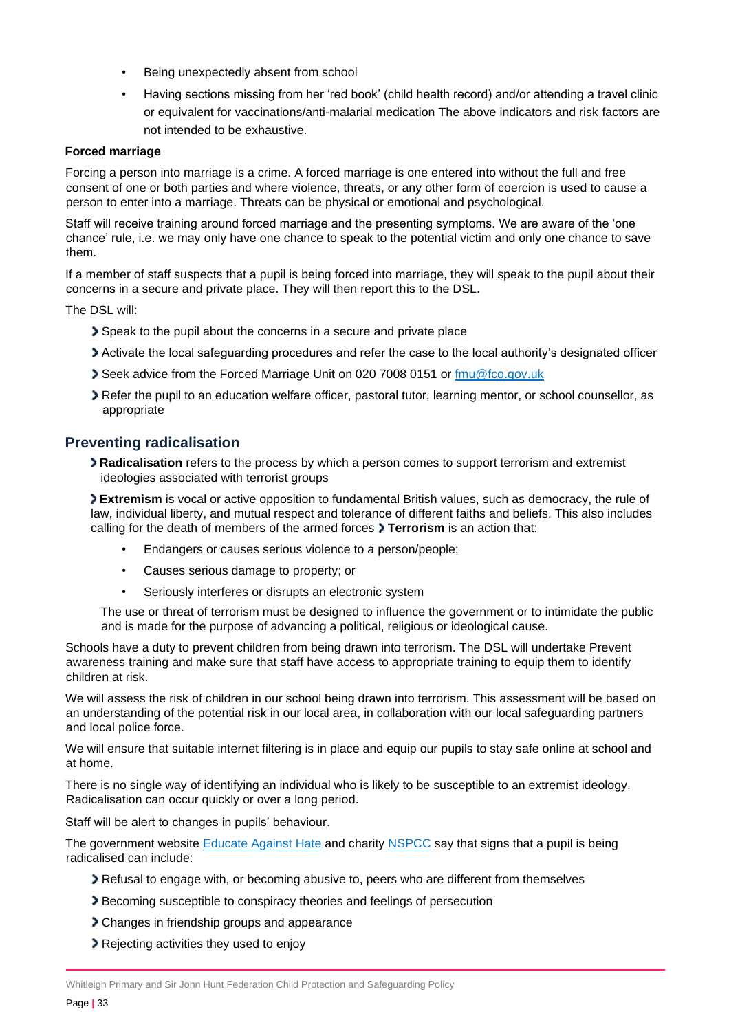- Being unexpectedly absent from school
- Having sections missing from her 'red book' (child health record) and/or attending a travel clinic or equivalent for vaccinations/anti-malarial medication The above indicators and risk factors are not intended to be exhaustive.

**Forced marriage**

Forcing a person into marriage is a crime. A forced marriage is one entered into without the full and free consent of one or both parties and where violence, threats, or any other form of coercion is used to cause a person to enter into a marriage. Threats can be physical or emotional and psychological.

Staff will receive training around forced marriage and the presenting symptoms. We are aware of the 'one chance' rule, i.e. we may only have one chance to speak to the potential victim and only one chance to save them.

If a member of staff suspects that a pupil is being forced into marriage, they will speak to the pupil about their concerns in a secure and private place. They will then report this to the DSL.

The DSL will:

- Speak to the pupil about the concerns in a secure and private place
- Activate the local safeguarding procedures and refer the case to the local authority's designated officer
- Seek advice from the Forced Marriage Unit on 020 7008 0151 or [fmu@fco.gov.uk](mailto:fmu@fco.gov.uk)
- Refer the pupil to an education welfare officer, pastoral tutor, learning mentor, or school counsellor, as appropriate

## Preventing radicalisation

- **Radicalisation** refers to the process by which a person comes to support terrorism and extremist ideologies associated with terrorist groups
- **Extremism** is vocal or active opposition to fundamental British values, such as democracy, the rule of law, individual liberty, and mutual respect and tolerance of different faiths and beliefs. This also includes calling for the death of members of the armed forces
- **Terrorism** is an action that:
  - Endangers or causes serious violence to a person/people;
  - Causes serious damage to property; or
  - Seriously interferes or disrupts an electronic system

  The use or threat of terrorism must be designed to influence the government or to intimidate the public and is made for the purpose of advancing a political, religious or ideological cause.

Schools have a duty to prevent children from being drawn into terrorism. The DSL will undertake Prevent awareness training and make sure that staff have access to appropriate training to equip them to identify children at risk.

We will assess the risk of children in our school being drawn into terrorism. This assessment will be based on an understanding of the potential risk in our local area, in collaboration with our local safeguarding partners and local police force.

We will ensure that suitable internet filtering is in place and equip our pupils to stay safe online at school and at home.

There is no single way of identifying an individual who is likely to be susceptible to an extremist ideology. Radicalisation can occur quickly or over a long period.

Staff will be alert to changes in pupils' behaviour.

The government website Educate Against Hate and charity NSPCC say that signs that a pupil is being radicalised can include:

- Refusal to engage with, or becoming abusive to, peers who are different from themselves
- Becoming susceptible to conspiracy theories and feelings of persecution
- Changes in friendship groups and appearance
- Rejecting activities they used to enjoy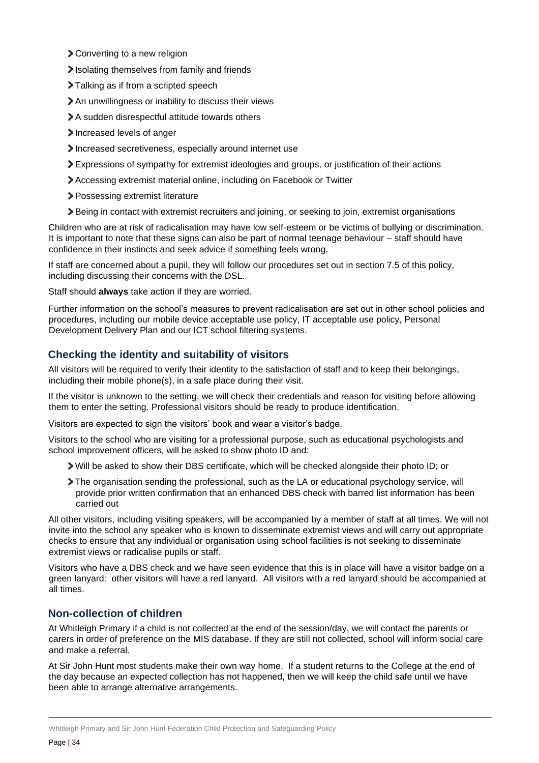- Converting to a new religion
- Isolating themselves from family and friends
- Talking as if from a scripted speech
- An unwillingness or inability to discuss their views
- A sudden disrespectful attitude towards others
- Increased levels of anger
- Increased secretiveness, especially around internet use
- Expressions of sympathy for extremist ideologies and groups, or justification of their actions
- Accessing extremist material online, including on Facebook or Twitter
- Possessing extremist literature
- Being in contact with extremist recruiters and joining, or seeking to join, extremist organisations

Children who are at risk of radicalisation may have low self-esteem or be victims of bullying or discrimination. It is important to note that these signs can also be part of normal teenage behaviour – staff should have confidence in their instincts and seek advice if something feels wrong.

If staff are concerned about a pupil, they will follow our procedures set out in section 7.5 of this policy, including discussing their concerns with the DSL.

Staff should **always** take action if they are worried.

Further information on the school's measures to prevent radicalisation are set out in other school policies and procedures, including our mobile device acceptable use policy, IT acceptable use policy, Personal Development Delivery Plan and our ICT school filtering systems.

## Checking the identity and suitability of visitors

All visitors will be required to verify their identity to the satisfaction of staff and to keep their belongings, including their mobile phone(s), in a safe place during their visit.

If the visitor is unknown to the setting, we will check their credentials and reason for visiting before allowing them to enter the setting. Professional visitors should be ready to produce identification.

Visitors are expected to sign the visitors' book and wear a visitor's badge.

Visitors to the school who are visiting for a professional purpose, such as educational psychologists and school improvement officers, will be asked to show photo ID and:

- Will be asked to show their DBS certificate, which will be checked alongside their photo ID; or
- The organisation sending the professional, such as the LA or educational psychology service, will provide prior written confirmation that an enhanced DBS check with barred list information has been carried out

All other visitors, including visiting speakers, will be accompanied by a member of staff at all times. We will not invite into the school any speaker who is known to disseminate extremist views and will carry out appropriate checks to ensure that any individual or organisation using school facilities is not seeking to disseminate extremist views or radicalise pupils or staff.

Visitors who have a DBS check and we have seen evidence that this is in place will have a visitor badge on a green lanyard: other visitors will have a red lanyard. All visitors with a red lanyard should be accompanied at all times.

## Non-collection of children

At Whitleigh Primary if a child is not collected at the end of the session/day, we will contact the parents or carers in order of preference on the MIS database. If they are still not collected, school will inform social care and make a referral.

At Sir John Hunt most students make their own way home. If a student returns to the College at the end of the day because an expected collection has not happened, then we will keep the child safe until we have been able to arrange alternative arrangements.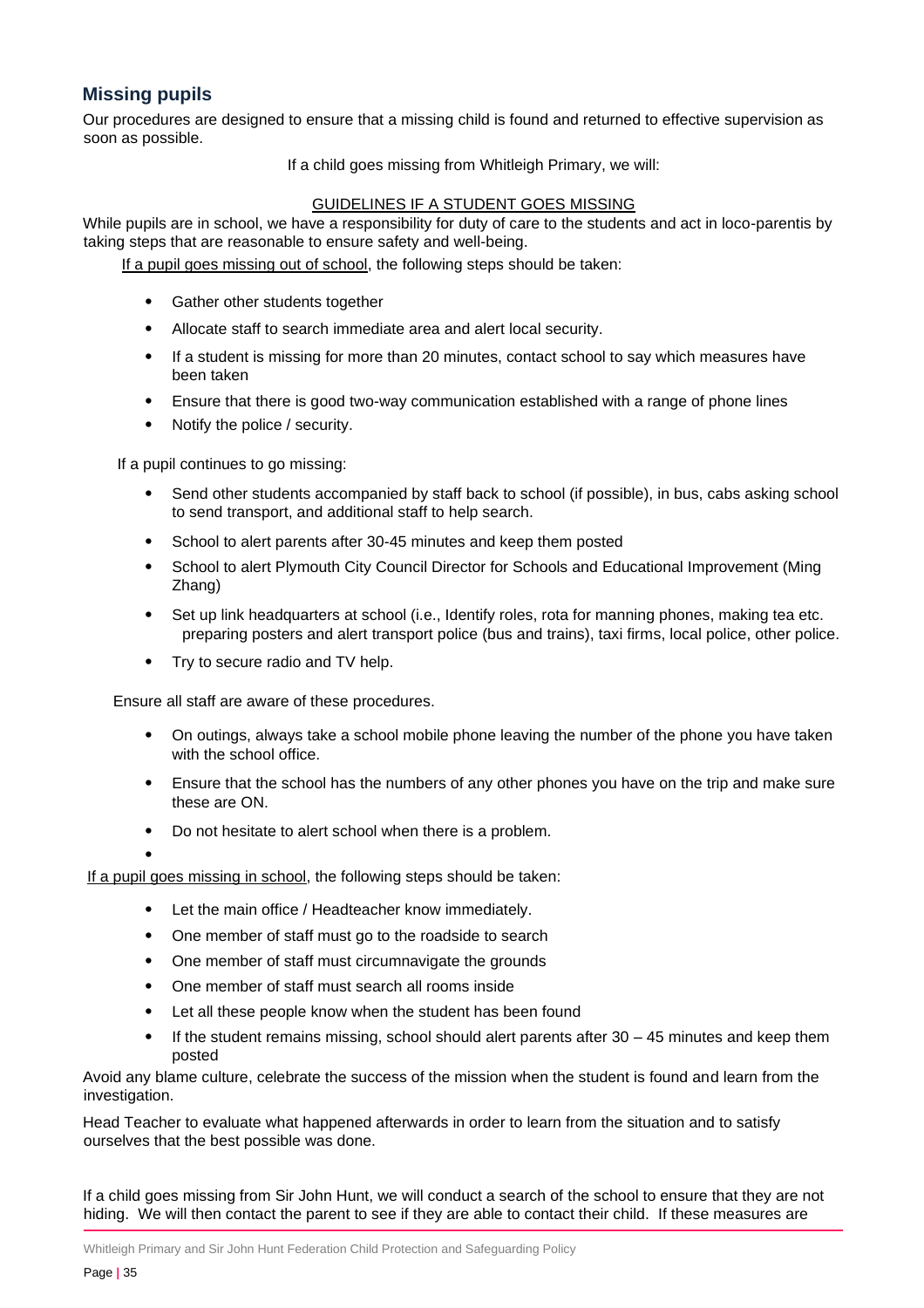## Missing pupils

Our procedures are designed to ensure that a missing child is found and returned to effective supervision as soon as possible.

If a child goes missing from Whitleigh Primary, we will:

GUIDELINES IF A STUDENT GOES MISSING

While pupils are in school, we have a responsibility for duty of care to the students and act in loco-parentis by taking steps that are reasonable to ensure safety and well-being.

If a pupil goes missing out of school, the following steps should be taken:

- Gather other students together
- Allocate staff to search immediate area and alert local security.
- If a student is missing for more than 20 minutes, contact school to say which measures have been taken
- Ensure that there is good two-way communication established with a range of phone lines
- Notify the police / security.

If a pupil continues to go missing:

- Send other students accompanied by staff back to school (if possible), in bus, cabs asking school to send transport, and additional staff to help search.
- School to alert parents after 30-45 minutes and keep them posted
- School to alert Plymouth City Council Director for Schools and Educational Improvement (Ming Zhang)
- Set up link headquarters at school (i.e., Identify roles, rota for manning phones, making tea etc. preparing posters and alert transport police (bus and trains), taxi firms, local police, other police.
- Try to secure radio and TV help.

Ensure all staff are aware of these procedures.

- On outings, always take a school mobile phone leaving the number of the phone you have taken with the school office.
- Ensure that the school has the numbers of any other phones you have on the trip and make sure these are ON.
- Do not hesitate to alert school when there is a problem.

If a pupil goes missing in school, the following steps should be taken:

- Let the main office / Headteacher know immediately.
- One member of staff must go to the roadside to search
- One member of staff must circumnavigate the grounds
- One member of staff must search all rooms inside
- Let all these people know when the student has been found
- If the student remains missing, school should alert parents after 30 – 45 minutes and keep them posted

Avoid any blame culture, celebrate the success of the mission when the student is found and learn from the investigation.

Head Teacher to evaluate what happened afterwards in order to learn from the situation and to satisfy ourselves that the best possible was done.

If a child goes missing from Sir John Hunt, we will conduct a search of the school to ensure that they are not hiding. We will then contact the parent to see if they are able to contact their child. If these measures are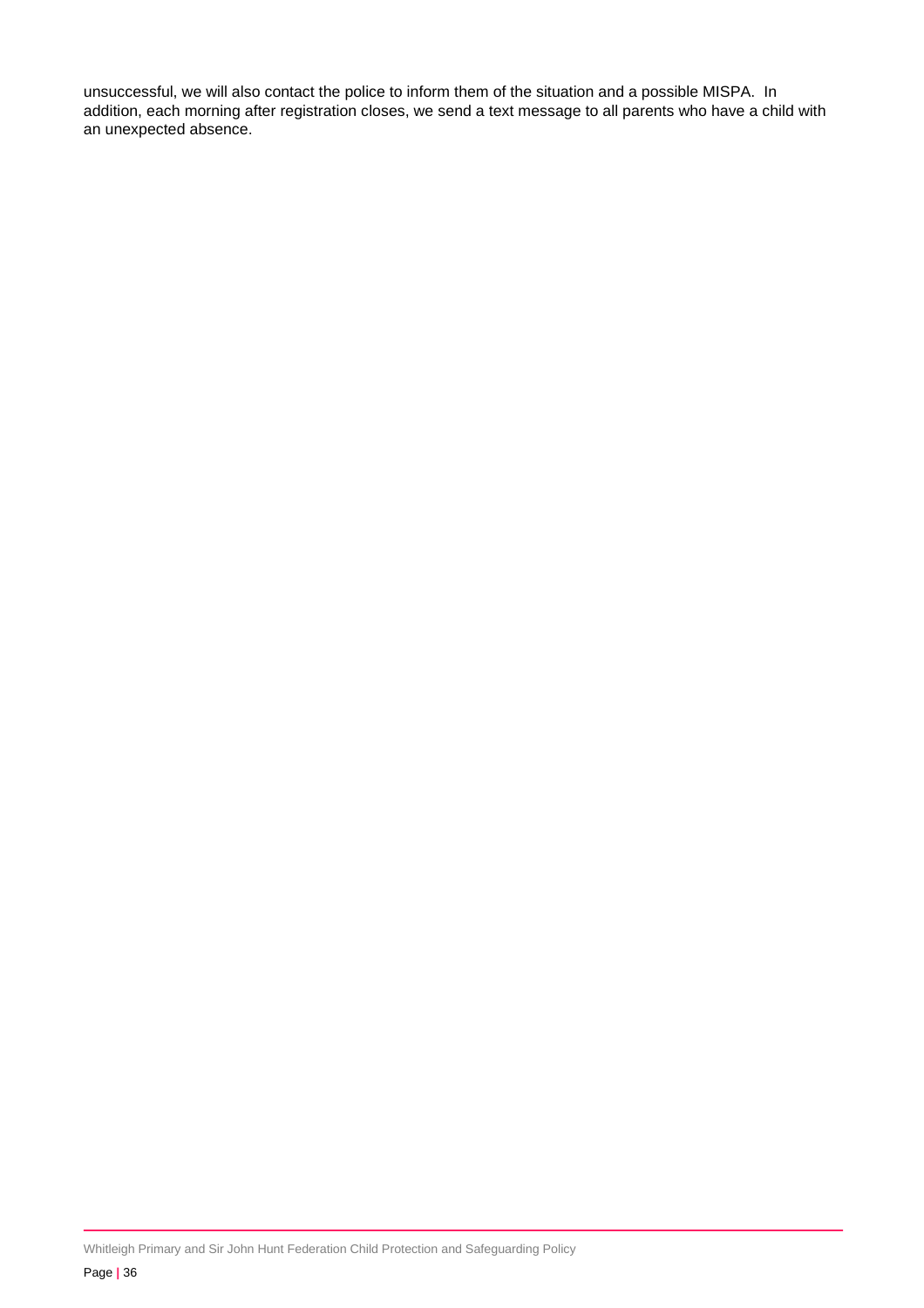unsuccessful, we will also contact the police to inform them of the situation and a possible MISPA. In addition, each morning after registration closes, we send a text message to all parents who have a child with an unexpected absence.